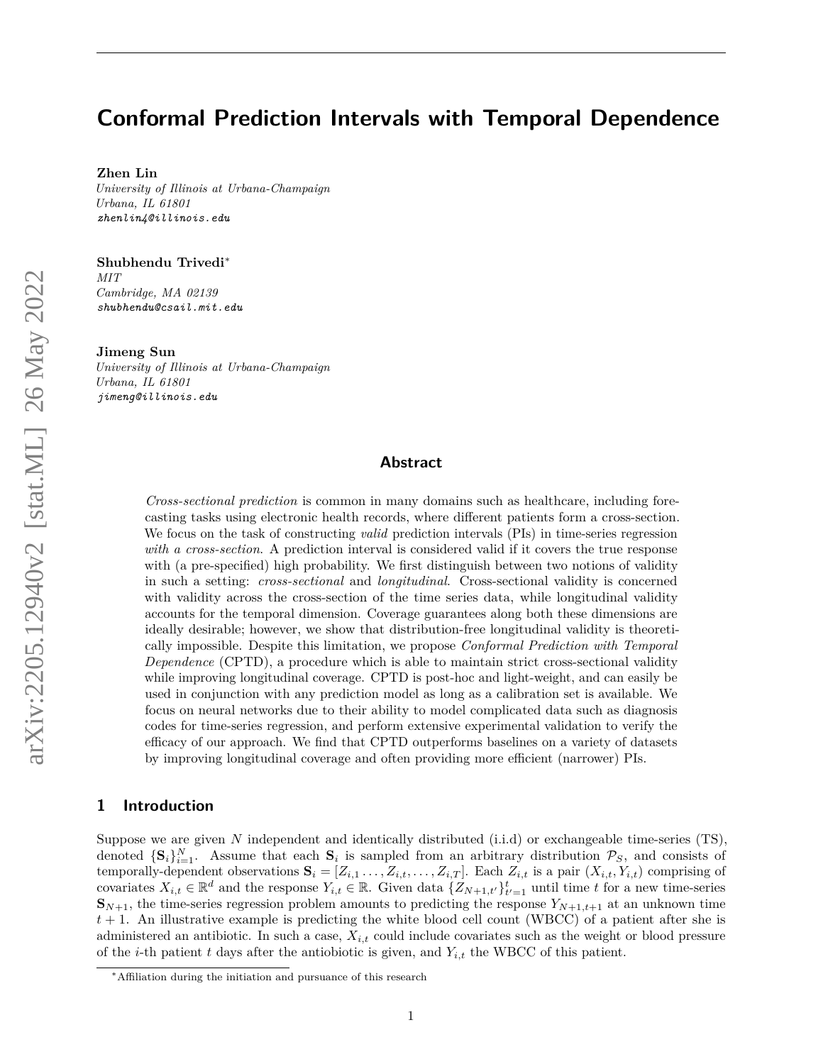# Conformal Prediction Intervals with Temporal Dependence

**Zhen Lin**
*University of Illinois at Urbana-Champaign*
*Urbana, IL 61801*
*zhenlin4@illinois.edu*

**Shubhendu Trivedi**[*]
*MIT*
*Cambridge, MA 02139*
*shubhendu@csail.mit.edu*

**Jimeng Sun**
*University of Illinois at Urbana-Champaign*
*Urbana, IL 61801*
*jimeng@illinois.edu*

## Abstract

*Cross-sectional prediction* is common in many domains such as healthcare, including forecasting tasks using electronic health records, where different patients form a cross-section. We focus on the task of constructing *valid* prediction intervals (PIs) in time-series regression *with a cross-section*. A prediction interval is considered valid if it covers the true response with (a pre-specified) high probability. We first distinguish between two notions of validity in such a setting: *cross-sectional* and *longitudinal*. Cross-sectional validity is concerned with validity across the cross-section of the time series data, while longitudinal validity accounts for the temporal dimension. Coverage guarantees along both these dimensions are ideally desirable; however, we show that distribution-free longitudinal validity is theoretically impossible. Despite this limitation, we propose *Conformal Prediction with Temporal Dependence* (CPTD), a procedure which is able to maintain strict cross-sectional validity while improving longitudinal coverage. CPTD is post-hoc and light-weight, and can easily be used in conjunction with any prediction model as long as a calibration set is available. We focus on neural networks due to their ability to model complicated data such as diagnosis codes for time-series regression, and perform extensive experimental validation to verify the efficacy of our approach. We find that CPTD outperforms baselines on a variety of datasets by improving longitudinal coverage and often providing more efficient (narrower) PIs.

## 1 Introduction

Suppose we are given $N$ independent and identically distributed (i.i.d) or exchangeable time-series (TS), denoted $\{\mathbf{S}_i\}_{i=1}^N$. Assume that each $\mathbf{S}_i$ is sampled from an arbitrary distribution $\mathcal{P}_S$, and consists of temporally-dependent observations $\mathbf{S}_i = [Z_{i,1} \dots, Z_{i,t}, \dots, Z_{i,T}]$. Each $Z_{i,t}$ is a pair $(X_{i,t}, Y_{i,t})$ comprising of covariates $X_{i,t} \in \mathbb{R}^d$ and the response $Y_{i,t} \in \mathbb{R}$. Given data $\{Z_{N+1,t'}\}_{t'=1}^t$ until time $t$ for a new time-series $\mathbf{S}_{N+1}$, the time-series regression problem amounts to predicting the response $Y_{N+1,t+1}$ at an unknown time $t+1$. An illustrative example is predicting the white blood cell count (WBCC) of a patient after she is administered an antibiotic. In such a case, $X_{i,t}$ could include covariates such as the weight or blood pressure of the $i$-th patient $t$ days after the antiobiotic is given, and $Y_{i,t}$ the WBCC of this patient.

[*]Affiliation during the initiation and pursuance of this research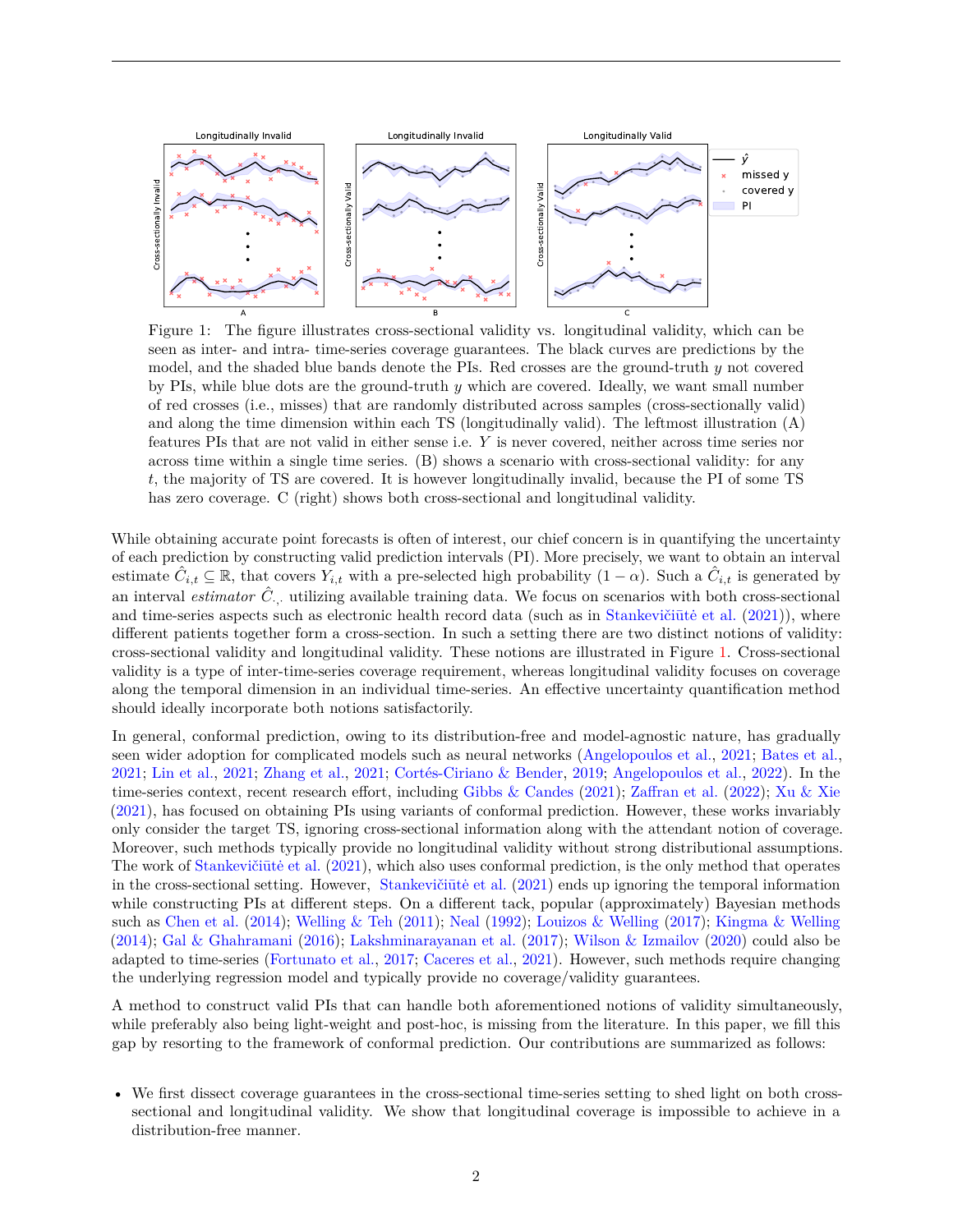Figure 1: The figure illustrates cross-sectional validity vs. longitudinal validity, which can be seen as inter- and intra- time-series coverage guarantees. The black curves are predictions by the model, and the shaded blue bands denote the PIs. Red crosses are the ground-truth $y$ not covered by PIs, while blue dots are the ground-truth $y$ which are covered. Ideally, we want small number of red crosses (i.e., misses) that are randomly distributed across samples (cross-sectionally valid) and along the time dimension within each TS (longitudinally valid). The leftmost illustration (A) features PIs that are not valid in either sense i.e. $Y$ is never covered, neither across time series nor across time within a single time series. (B) shows a scenario with cross-sectional validity: for any $t$, the majority of TS are covered. It is however longitudinally invalid, because the PI of some TS has zero coverage. C (right) shows both cross-sectional and longitudinal validity.

While obtaining accurate point forecasts is often of interest, our chief concern is in quantifying the uncertainty of each prediction by constructing valid prediction intervals (PI). More precisely, we want to obtain an interval estimate $\hat{C}_{i,t} \subseteq \mathbb{R}$, that covers $Y_{i,t}$ with a pre-selected high probability $(1-\alpha)$. Such a $\hat{C}_{i,t}$ is generated by an interval *estimator* $\hat{C}_{\cdot,\cdot}$ utilizing available training data. We focus on scenarios with both cross-sectional and time-series aspects such as electronic health record data (such as in Stankevičiūtė et al. (2021)), where different patients together form a cross-section. In such a setting there are two distinct notions of validity: cross-sectional validity and longitudinal validity. These notions are illustrated in Figure 1. Cross-sectional validity is a type of inter-time-series coverage requirement, whereas longitudinal validity focuses on coverage along the temporal dimension in an individual time-series. An effective uncertainty quantification method should ideally incorporate both notions satisfactorily.

In general, conformal prediction, owing to its distribution-free and model-agnostic nature, has gradually seen wider adoption for complicated models such as neural networks (Angelopoulos et al., 2021; Bates et al., 2021; Lin et al., 2021; Zhang et al., 2021; Cortés-Ciriano & Bender, 2019; Angelopoulos et al., 2022). In the time-series context, recent research effort, including Gibbs & Candes (2021); Zaffran et al. (2022); Xu & Xie (2021), has focused on obtaining PIs using variants of conformal prediction. However, these works invariably only consider the target TS, ignoring cross-sectional information along with the attendant notion of coverage. Moreover, such methods typically provide no longitudinal validity without strong distributional assumptions. The work of Stankevičiūtė et al. (2021), which also uses conformal prediction, is the only method that operates in the cross-sectional setting. However, Stankevičiūtė et al. (2021) ends up ignoring the temporal information while constructing PIs at different steps. On a different tack, popular (approximately) Bayesian methods such as Chen et al. (2014); Welling & Teh (2011); Neal (1992); Louizos & Welling (2017); Kingma & Welling (2014); Gal & Ghahramani (2016); Lakshminarayanan et al. (2017); Wilson & Izmailov (2020) could also be adapted to time-series (Fortunato et al., 2017; Caceres et al., 2021). However, such methods require changing the underlying regression model and typically provide no coverage/validity guarantees.

A method to construct valid PIs that can handle both aforementioned notions of validity simultaneously, while preferably also being light-weight and post-hoc, is missing from the literature. In this paper, we fill this gap by resorting to the framework of conformal prediction. Our contributions are summarized as follows:

- We first dissect coverage guarantees in the cross-sectional time-series setting to shed light on both cross-sectional and longitudinal validity. We show that longitudinal coverage is impossible to achieve in a distribution-free manner.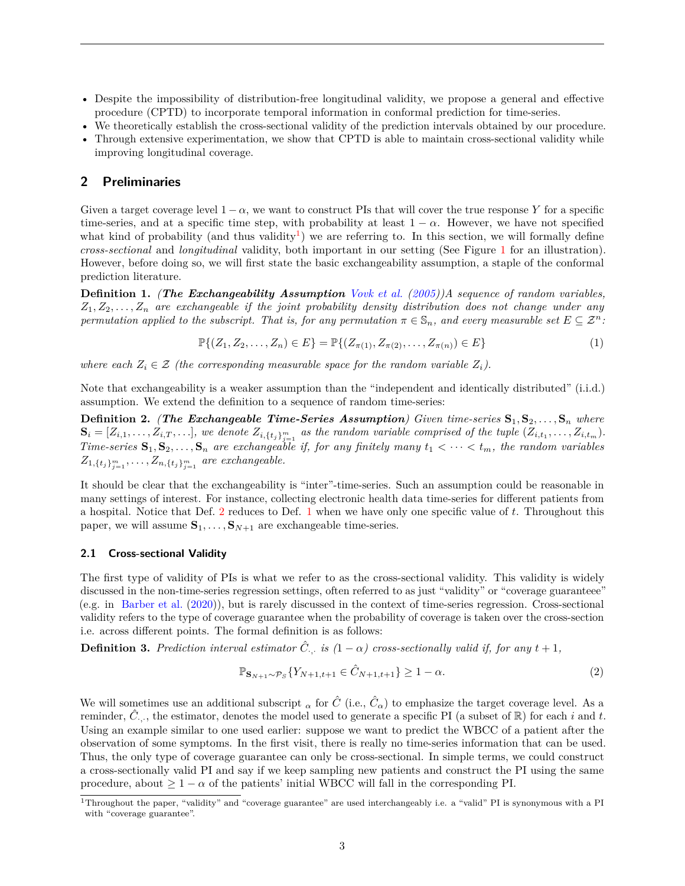- Despite the impossibility of distribution-free longitudinal validity, we propose a general and effective procedure (CPTD) to incorporate temporal information in conformal prediction for time-series.
- We theoretically establish the cross-sectional validity of the prediction intervals obtained by our procedure.
- Through extensive experimentation, we show that CPTD is able to maintain cross-sectional validity while improving longitudinal coverage.

## 2 Preliminaries

Given a target coverage level $1 - \alpha$, we want to construct PIs that will cover the true response $Y$ for a specific time-series, and at a specific time step, with probability at least $1 - \alpha$. However, we have not specified what kind of probability (and thus validity[1]) we are referring to. In this section, we will formally define *cross-sectional* and *longitudinal* validity, both important in our setting (See Figure 1 for an illustration). However, before doing so, we will first state the basic exchangeability assumption, a staple of the conformal prediction literature.

**Definition 1.** ***(The Exchangeability Assumption** Vovk et al. (2005))A sequence of random variables, $Z_1, Z_2, \ldots, Z_n$ are exchangeable if the joint probability density distribution does not change under any permutation applied to the subscript. That is, for any permutation $\pi \in \mathbb{S}_n$, and every measurable set $E \subseteq \mathcal{Z}^n$:*

$$\mathbb{P}\{(Z_1, Z_2, \ldots, Z_n) \in E\} = \mathbb{P}\{(Z_{\pi(1)}, Z_{\pi(2)}, \ldots, Z_{\pi(n)}) \in E\} \tag{1}$$

*where each $Z_i \in \mathcal{Z}$ (the corresponding measurable space for the random variable $Z_i$).*

Note that exchangeability is a weaker assumption than the "independent and identically distributed" (i.i.d.) assumption. We extend the definition to a sequence of random time-series:

**Definition 2.** ***(The Exchangeable Time-Series Assumption)** Given time-series $\mathbf{S}_1, \mathbf{S}_2, \ldots, \mathbf{S}_n$ where $\mathbf{S}_i = [Z_{i,1}, \ldots, Z_{i,T}, \ldots]$, we denote $Z_{i,\{t_j\}_{j=1}^m}$ as the random variable comprised of the tuple $(Z_{i,t_1}, \ldots, Z_{i,t_m})$. Time-series $\mathbf{S}_1, \mathbf{S}_2, \ldots, \mathbf{S}_n$ are exchangeable if, for any finitely many $t_1 < \cdots < t_m$, the random variables $Z_{1,\{t_j\}_{j=1}^m}, \ldots, Z_{n,\{t_j\}_{j=1}^m}$ are exchangeable.*

It should be clear that the exchangeability is "inter"-time-series. Such an assumption could be reasonable in many settings of interest. For instance, collecting electronic health data time-series for different patients from a hospital. Notice that Def. 2 reduces to Def. 1 when we have only one specific value of $t$. Throughout this paper, we will assume $\mathbf{S}_1, \ldots, \mathbf{S}_{N+1}$ are exchangeable time-series.

### 2.1 Cross-sectional Validity

The first type of validity of PIs is what we refer to as the cross-sectional validity. This validity is widely discussed in the non-time-series regression settings, often referred to as just "validity" or "coverage guarantee" (e.g. in Barber et al. (2020)), but is rarely discussed in the context of time-series regression. Cross-sectional validity refers to the type of coverage guarantee when the probability of coverage is taken over the cross-section i.e. across different points. The formal definition is as follows:

**Definition 3.** *Prediction interval estimator $\hat{C}_{\cdot,\cdot}$ is $(1 - \alpha)$ cross-sectionally valid if, for any $t + 1$,*

$$\mathbb{P}_{\mathbf{S}_{N+1} \sim \mathcal{P}_S}\{Y_{N+1,t+1} \in \hat{C}_{N+1,t+1}\} \geq 1 - \alpha. \tag{2}$$

We will sometimes use an additional subscript $_\alpha$ for $\hat{C}$ (i.e., $\hat{C}_\alpha$) to emphasize the target coverage level. As a reminder, $\hat{C}_{\cdot,\cdot}$, the estimator, denotes the model used to generate a specific PI (a subset of $\mathbb{R}$) for each $i$ and $t$. Using an example similar to one used earlier: suppose we want to predict the WBCC of a patient after the observation of some symptoms. In the first visit, there is really no time-series information that can be used. Thus, the only type of coverage guarantee can only be cross-sectional. In simple terms, we could construct a cross-sectionally valid PI and say if we keep sampling new patients and construct the PI using the same procedure, about $\geq 1 - \alpha$ of the patients' initial WBCC will fall in the corresponding PI.

[1] Throughout the paper, "validity" and "coverage guarantee" are used interchangeably i.e. a "valid" PI is synonymous with a PI with "coverage guarantee".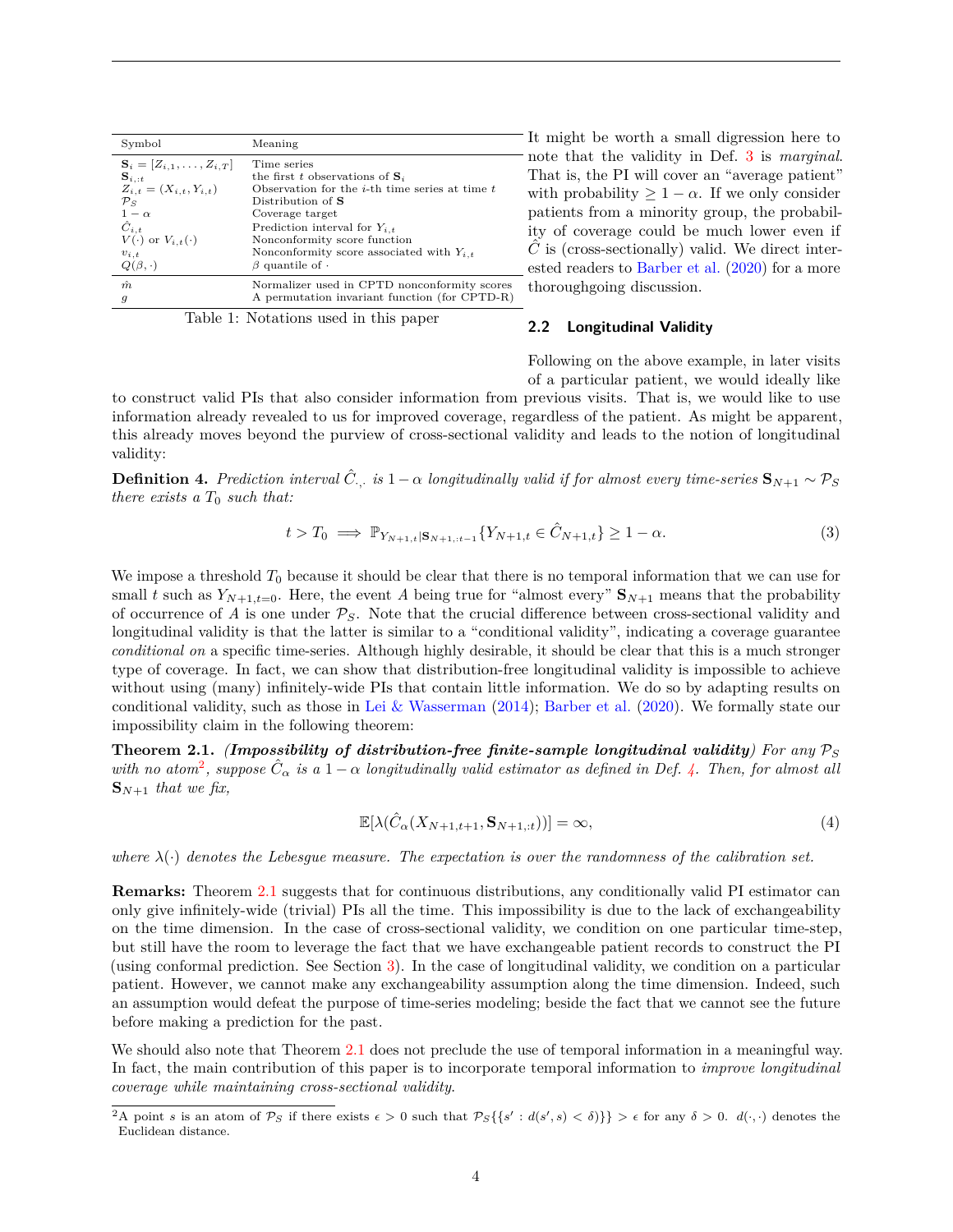| Symbol | Meaning |
|---|---|
| $\mathbf{S}_i = [Z_{i,1}, \ldots, Z_{i,T}]$ | Time series |
| $\mathbf{S}_{i,:t}$ | the first $t$ observations of $\mathbf{S}_i$ |
| $Z_{i,t} = (X_{i,t}, Y_{i,t})$ | Observation for the $i$-th time series at time $t$ |
| $\mathcal{P}_S$ | Distribution of $\mathbf{S}$ |
| $1-\alpha$ | Coverage target |
| $\hat{C}_{i,t}$ | Prediction interval for $Y_{i,t}$ |
| $V(\cdot)$ or $V_{i,t}(\cdot)$ | Nonconformity score function |
| $v_{i,t}$ | Nonconformity score associated with $Y_{i,t}$ |
| $Q(\beta, \cdot)$ | $\beta$ quantile of $\cdot$ |
| $\hat{m}$ | Normalizer used in CPTD nonconformity scores |
| $g$ | A permutation invariant function (for CPTD-R) |

Table 1: Notations used in this paper

It might be worth a small digression here to note that the validity in Def. 3 is *marginal*. That is, the PI will cover an "average patient" with probability $\geq 1-\alpha$. If we only consider patients from a minority group, the probability of coverage could be much lower even if $\hat{C}$ is (cross-sectionally) valid. We direct interested readers to Barber et al. (2020) for a more thoroughgoing discussion.

## 2.2 Longitudinal Validity

Following on the above example, in later visits of a particular patient, we would ideally like to construct valid PIs that also consider information from previous visits. That is, we would like to use information already revealed to us for improved coverage, regardless of the patient. As might be apparent, this already moves beyond the purview of cross-sectional validity and leads to the notion of longitudinal validity:

**Definition 4.** *Prediction interval $\hat{C}_{\cdot,\cdot}$ is $1-\alpha$ longitudinally valid if for almost every time-series $\mathbf{S}_{N+1} \sim \mathcal{P}_S$ there exists a $T_0$ such that:*

$$t > T_0 \implies \mathbb{P}_{Y_{N+1,t}|\mathbf{S}_{N+1,:t-1}}\{Y_{N+1,t} \in \hat{C}_{N+1,t}\} \geq 1-\alpha. \tag{3}$$

We impose a threshold $T_0$ because it should be clear that there is no temporal information that we can use for small $t$ such as $Y_{N+1,t=0}$. Here, the event $A$ being true for "almost every" $\mathbf{S}_{N+1}$ means that the probability of occurrence of $A$ is one under $\mathcal{P}_S$. Note that the crucial difference between cross-sectional validity and longitudinal validity is that the latter is similar to a "conditional validity", indicating a coverage guarantee *conditional on* a specific time-series. Although highly desirable, it should be clear that this is a much stronger type of coverage. In fact, we can show that distribution-free longitudinal validity is impossible to achieve without using (many) infinitely-wide PIs that contain little information. We do so by adapting results on conditional validity, such as those in Lei & Wasserman (2014); Barber et al. (2020). We formally state our impossibility claim in the following theorem:

**Theorem 2.1.** ***(Impossibility of distribution-free finite-sample longitudinal validity)*** *For any $\mathcal{P}_S$ with no atom[2], suppose $\hat{C}_\alpha$ is a $1-\alpha$ longitudinally valid estimator as defined in Def. 4. Then, for almost all $\mathbf{S}_{N+1}$ that we fix,*

$$\mathbb{E}[\lambda(\hat{C}_\alpha(X_{N+1,t+1}, \mathbf{S}_{N+1,:t}))] = \infty, \tag{4}$$

*where $\lambda(\cdot)$ denotes the Lebesgue measure. The expectation is over the randomness of the calibration set.*

**Remarks:** Theorem 2.1 suggests that for continuous distributions, any conditionally valid PI estimator can only give infinitely-wide (trivial) PIs all the time. This impossibility is due to the lack of exchangeability on the time dimension. In the case of cross-sectional validity, we condition on one particular time-step, but still have the room to leverage the fact that we have exchangeable patient records to construct the PI (using conformal prediction. See Section 3). In the case of longitudinal validity, we condition on a particular patient. However, we cannot make any exchangeability assumption along the time dimension. Indeed, such an assumption would defeat the purpose of time-series modeling; beside the fact that we cannot see the future before making a prediction for the past.

We should also note that Theorem 2.1 does not preclude the use of temporal information in a meaningful way. In fact, the main contribution of this paper is to incorporate temporal information to *improve longitudinal coverage while maintaining cross-sectional validity.*

[2] A point $s$ is an atom of $\mathcal{P}_S$ if there exists $\epsilon > 0$ such that $\mathcal{P}_S\{\{s' : d(s', s) < \delta\}\} > \epsilon$ for any $\delta > 0$. $d(\cdot,\cdot)$ denotes the Euclidean distance.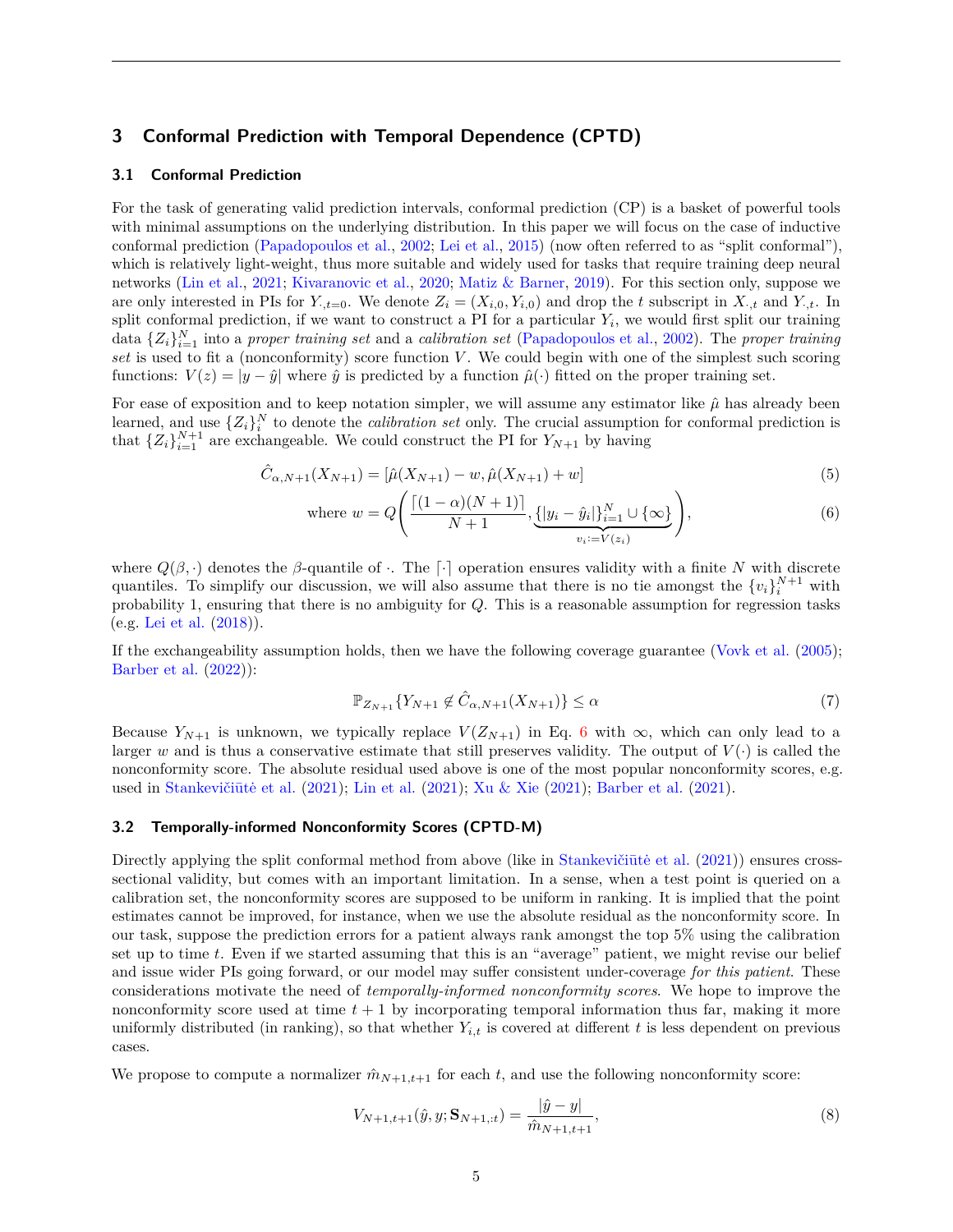## 3 Conformal Prediction with Temporal Dependence (CPTD)

### 3.1 Conformal Prediction

For the task of generating valid prediction intervals, conformal prediction (CP) is a basket of powerful tools with minimal assumptions on the underlying distribution. In this paper we will focus on the case of inductive conformal prediction (Papadopoulos et al., 2002; Lei et al., 2015) (now often referred to as "split conformal"), which is relatively light-weight, thus more suitable and widely used for tasks that require training deep neural networks (Lin et al., 2021; Kivaranovic et al., 2020; Matiz & Barner, 2019). For this section only, suppose we are only interested in PIs for $Y_{\cdot,t=0}$. We denote $Z_i = (X_{i,0}, Y_{i,0})$ and drop the $t$ subscript in $X_{\cdot,t}$ and $Y_{\cdot,t}$. In split conformal prediction, if we want to construct a PI for a particular $Y_i$, we would first split our training data $\{Z_i\}_{i=1}^N$ into a *proper training set* and a *calibration set* (Papadopoulos et al., 2002). The *proper training set* is used to fit a (nonconformity) score function $V$. We could begin with one of the simplest such scoring functions: $V(z) = |y - \hat{y}|$ where $\hat{y}$ is predicted by a function $\hat{\mu}(\cdot)$ fitted on the proper training set.

For ease of exposition and to keep notation simpler, we will assume any estimator like $\hat{\mu}$ has already been learned, and use $\{Z_i\}_i^N$ to denote the *calibration set* only. The crucial assumption for conformal prediction is that $\{Z_i\}_{i=1}^{N+1}$ are exchangeable. We could construct the PI for $Y_{N+1}$ by having

$$\hat{C}_{\alpha,N+1}(X_{N+1}) = [\hat{\mu}(X_{N+1}) - w, \hat{\mu}(X_{N+1}) + w] \tag{5}$$

$$\text{where } w = Q\left(\frac{\lceil (1-\alpha)(N+1) \rceil}{N+1}, \underbrace{\{|y_i - \hat{y}_i|\}_{i=1}^N \cup \{\infty\}}_{v_i := V(z_i)}\right), \tag{6}$$

where $Q(\beta, \cdot)$ denotes the $\beta$-quantile of $\cdot$. The $\lceil \cdot \rceil$ operation ensures validity with a finite $N$ with discrete quantiles. To simplify our discussion, we will also assume that there is no tie amongst the $\{v_i\}_i^{N+1}$ with probability 1, ensuring that there is no ambiguity for $Q$. This is a reasonable assumption for regression tasks (e.g. Lei et al. (2018)).

If the exchangeability assumption holds, then we have the following coverage guarantee (Vovk et al. (2005); Barber et al. (2022)):

$$\mathbb{P}_{Z_{N+1}}\{Y_{N+1} \notin \hat{C}_{\alpha,N+1}(X_{N+1})\} \leq \alpha \tag{7}$$

Because $Y_{N+1}$ is unknown, we typically replace $V(Z_{N+1})$ in Eq. 6 with $\infty$, which can only lead to a larger $w$ and is thus a conservative estimate that still preserves validity. The output of $V(\cdot)$ is called the nonconformity score. The absolute residual used above is one of the most popular nonconformity scores, e.g. used in Stankevičiūtė et al. (2021); Lin et al. (2021); Xu & Xie (2021); Barber et al. (2021).

### 3.2 Temporally-informed Nonconformity Scores (CPTD-M)

Directly applying the split conformal method from above (like in Stankevičiūtė et al. (2021)) ensures cross-sectional validity, but comes with an important limitation. In a sense, when a test point is queried on a calibration set, the nonconformity scores are supposed to be uniform in ranking. It is implied that the point estimates cannot be improved, for instance, when we use the absolute residual as the nonconformity score. In our task, suppose the prediction errors for a patient always rank amongst the top 5% using the calibration set up to time $t$. Even if we started assuming that this is an "average" patient, we might revise our belief and issue wider PIs going forward, or our model may suffer consistent under-coverage *for this patient*. These considerations motivate the need of *temporally-informed nonconformity scores*. We hope to improve the nonconformity score used at time $t+1$ by incorporating temporal information thus far, making it more uniformly distributed (in ranking), so that whether $Y_{i,t}$ is covered at different $t$ is less dependent on previous cases.

We propose to compute a normalizer $\hat{m}_{N+1,t+1}$ for each $t$, and use the following nonconformity score:

$$V_{N+1,t+1}(\hat{y}, y; \mathbf{S}_{N+1,:t}) = \frac{|\hat{y} - y|}{\hat{m}_{N+1,t+1}}, \tag{8}$$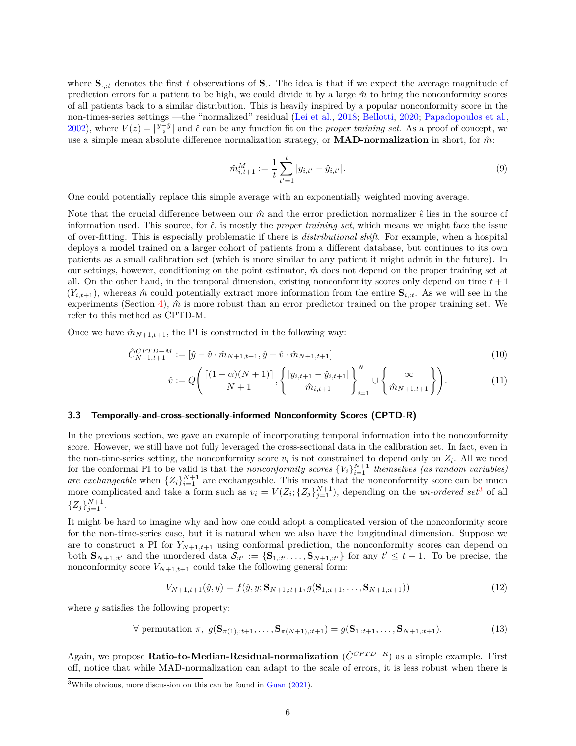where $\mathbf{S}_{\cdot,:t}$ denotes the first $t$ observations of $\mathbf{S}_{\cdot}$. The idea is that if we expect the average magnitude of prediction errors for a patient to be high, we could divide it by a large $\hat{m}$ to bring the nonconformity scores of all patients back to a similar distribution. This is heavily inspired by a popular nonconformity score in the non-times-series settings —the "normalized" residual (Lei et al., 2018; Bellotti, 2020; Papadopoulos et al., 2002), where $V(z) = |\frac{y-\hat{y}}{\hat{\epsilon}}|$ and $\hat{\epsilon}$ can be any function fit on the *proper training set*. As a proof of concept, we use a simple mean absolute difference normalization strategy, or **MAD-normalization** in short, for $\hat{m}$:

$$\hat{m}^{M}_{i,t+1} := \frac{1}{t}\sum_{t'=1}^{t} |y_{i,t'} - \hat{y}_{i,t'}|. \tag{9}$$

One could potentially replace this simple average with an exponentially weighted moving average.

Note that the crucial difference between our $\hat{m}$ and the error prediction normalizer $\hat{\epsilon}$ lies in the source of information used. This source, for $\hat{\epsilon}$, is mostly the *proper training set*, which means we might face the issue of over-fitting. This is especially problematic if there is *distributional shift*. For example, when a hospital deploys a model trained on a larger cohort of patients from a different database, but continues to its own patients as a small calibration set (which is more similar to any patient it might admit in the future). In our settings, however, conditioning on the point estimator, $\hat{m}$ does not depend on the proper training set at all. On the other hand, in the temporal dimension, existing nonconformity scores only depend on time $t+1$ ($Y_{i,t+1}$), whereas $\hat{m}$ could potentially extract more information from the entire $\mathbf{S}_{i,:t}$. As we will see in the experiments (Section 4), $\hat{m}$ is more robust than an error predictor trained on the proper training set. We refer to this method as CPTD-M.

Once we have $\hat{m}_{N+1,t+1}$, the PI is constructed in the following way:

$$\hat{C}^{CPTD-M}_{N+1,t+1} := [\hat{y} - \hat{v}\cdot\hat{m}_{N+1,t+1}, \hat{y} + \hat{v}\cdot\hat{m}_{N+1,t+1}] \tag{10}$$

$$\hat{v} := Q\left(\frac{\lceil(1-\alpha)(N+1)\rceil}{N+1}, \left\{\frac{|y_{i,t+1} - \hat{y}_{i,t+1}|}{\hat{m}_{i,t+1}}\right\}_{i=1}^{N} \cup \left\{\frac{\infty}{\hat{m}_{N+1,t+1}}\right\}\right). \tag{11}$$

### 3.3 Temporally-and-cross-sectionally-informed Nonconformity Scores (CPTD-R)

In the previous section, we gave an example of incorporating temporal information into the nonconformity score. However, we still have not fully leveraged the cross-sectional data in the calibration set. In fact, even in the non-time-series setting, the nonconformity score $v_i$ is not constrained to depend only on $Z_i$. All we need for the conformal PI to be valid is that the *nonconformity scores* $\{V_i\}_{i=1}^{N+1}$ *themselves (as random variables) are exchangeable* when $\{Z_i\}_{i=1}^{N+1}$ are exchangeable. This means that the nonconformity score can be much more complicated and take a form such as $v_i = V(Z_i; \{Z_j\}_{j=1}^{N+1})$, depending on the *un-ordered set*[3] of all $\{Z_j\}_{j=1}^{N+1}$.

It might be hard to imagine why and how one could adopt a complicated version of the nonconformity score for the non-time-series case, but it is natural when we also have the longitudinal dimension. Suppose we are to construct a PI for $Y_{N+1,t+1}$ using conformal prediction, the nonconformity scores can depend on both $\mathbf{S}_{N+1,:t'}$ and the unordered data $\mathcal{S}_{:t'} := \{\mathbf{S}_{1,:t'}, \ldots, \mathbf{S}_{N+1,:t'}\}$ for any $t' \leq t+1$. To be precise, the nonconformity score $V_{N+1,t+1}$ could take the following general form:

$$V_{N+1,t+1}(\hat{y}, y) = f(\hat{y}, y; \mathbf{S}_{N+1,:t+1}, g(\mathbf{S}_{1,:t+1}, \ldots, \mathbf{S}_{N+1,:t+1})) \tag{12}$$

where $g$ satisfies the following property:

$$\forall \text{ permutation } \pi,\ g(\mathbf{S}_{\pi(1),:t+1}, \ldots, \mathbf{S}_{\pi(N+1),:t+1}) = g(\mathbf{S}_{1,:t+1}, \ldots, \mathbf{S}_{N+1,:t+1}). \tag{13}$$

Again, we propose **Ratio-to-Median-Residual-normalization** ($\hat{C}^{CPTD-R}$) as a simple example. First off, notice that while MAD-normalization can adapt to the scale of errors, it is less robust when there is

[3] While obvious, more discussion on this can be found in Guan (2021).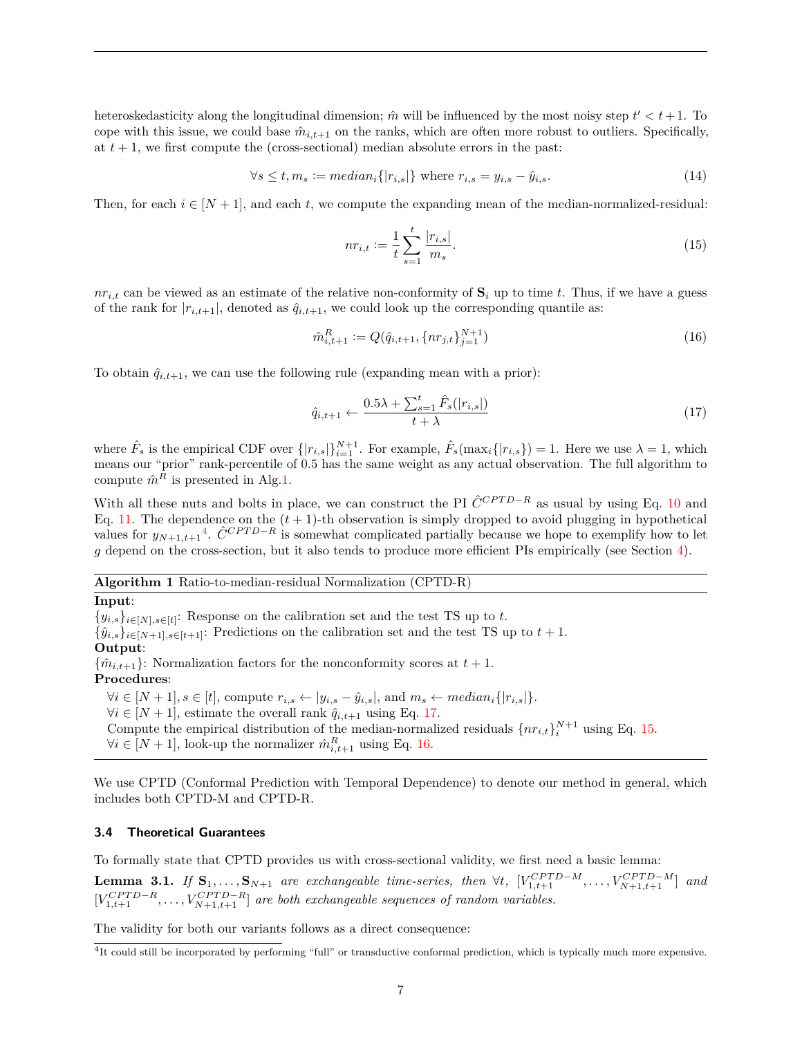heteroskedasticity along the longitudinal dimension; $\hat{m}$ will be influenced by the most noisy step $t' < t+1$. To cope with this issue, we could base $\hat{m}_{i,t+1}$ on the ranks, which are often more robust to outliers. Specifically, at $t+1$, we first compute the (cross-sectional) median absolute errors in the past:

$$\forall s \leq t, m_s := median_i\{|r_{i,s}|\} \text{ where } r_{i,s} = y_{i,s} - \hat{y}_{i,s}. \tag{14}$$

Then, for each $i \in [N+1]$, and each $t$, we compute the expanding mean of the median-normalized-residual:

$$nr_{i,t} := \frac{1}{t}\sum_{s=1}^{t} \frac{|r_{i,s}|}{m_s}. \tag{15}$$

$nr_{i,t}$ can be viewed as an estimate of the relative non-conformity of $\mathbf{S}_i$ up to time $t$. Thus, if we have a guess of the rank for $|r_{i,t+1}|$, denoted as $\hat{q}_{i,t+1}$, we could look up the corresponding quantile as:

$$\hat{m}^R_{i,t+1} := Q(\hat{q}_{i,t+1}, \{nr_{j,t}\}_{j=1}^{N+1}) \tag{16}$$

To obtain $\hat{q}_{i,t+1}$, we can use the following rule (expanding mean with a prior):

$$\hat{q}_{i,t+1} \leftarrow \frac{0.5\lambda + \sum_{s=1}^{t} \hat{F}_s(|r_{i,s}|)}{t+\lambda} \tag{17}$$

where $\hat{F}_s$ is the empirical CDF over $\{|r_{i,s}|\}_{i=1}^{N+1}$. For example, $\hat{F}_s(\max_i\{|r_{i,s}\}) = 1$. Here we use $\lambda = 1$, which means our "prior" rank-percentile of 0.5 has the same weight as any actual observation. The full algorithm to compute $\hat{m}^R$ is presented in Alg.1.

With all these nuts and bolts in place, we can construct the PI $\hat{C}^{CPTD-R}$ as usual by using Eq. 10 and Eq. 11. The dependence on the $(t+1)$-th observation is simply dropped to avoid plugging in hypothetical values for $y_{N+1,t+1}$[4]. $\hat{C}^{CPTD-R}$ is somewhat complicated partially because we hope to exemplify how to let $g$ depend on the cross-section, but it also tends to produce more efficient PIs empirically (see Section 4).

---

**Algorithm 1** Ratio-to-median-residual Normalization (CPTD-R)

---

**Input**:
$\{y_{i,s}\}_{i\in[N],s\in[t]}$: Response on the calibration set and the test TS up to $t$.
$\{\hat{y}_{i,s}\}_{i\in[N+1],s\in[t+1]}$: Predictions on the calibration set and the test TS up to $t+1$.
**Output**:
$\{\hat{m}_{i,t+1}\}$: Normalization factors for the nonconformity scores at $t+1$.
**Procedures**:

- $\forall i \in [N+1], s \in [t]$, compute $r_{i,s} \leftarrow |y_{i,s} - \hat{y}_{i,s}|$, and $m_s \leftarrow median_i\{|r_{i,s}|\}$.
- $\forall i \in [N+1]$, estimate the overall rank $\hat{q}_{i,t+1}$ using Eq. 17.
- Compute the empirical distribution of the median-normalized residuals $\{nr_{i,t}\}_i^{N+1}$ using Eq. 15.
- $\forall i \in [N+1]$, look-up the normalizer $\hat{m}^R_{i,t+1}$ using Eq. 16.

---

We use CPTD (Conformal Prediction with Temporal Dependence) to denote our method in general, which includes both CPTD-M and CPTD-R.

### 3.4 Theoretical Guarantees

To formally state that CPTD provides us with cross-sectional validity, we first need a basic lemma:

**Lemma 3.1.** *If $\mathbf{S}_1, \ldots, \mathbf{S}_{N+1}$ are exchangeable time-series, then $\forall t$, $[V^{CPTD-M}_{1,t+1}, \ldots, V^{CPTD-M}_{N+1,t+1}]$ and $[V^{CPTD-R}_{1,t+1}, \ldots, V^{CPTD-R}_{N+1,t+1}]$ are both exchangeable sequences of random variables.*

The validity for both our variants follows as a direct consequence:

[4] It could still be incorporated by performing "full" or transductive conformal prediction, which is typically much more expensive.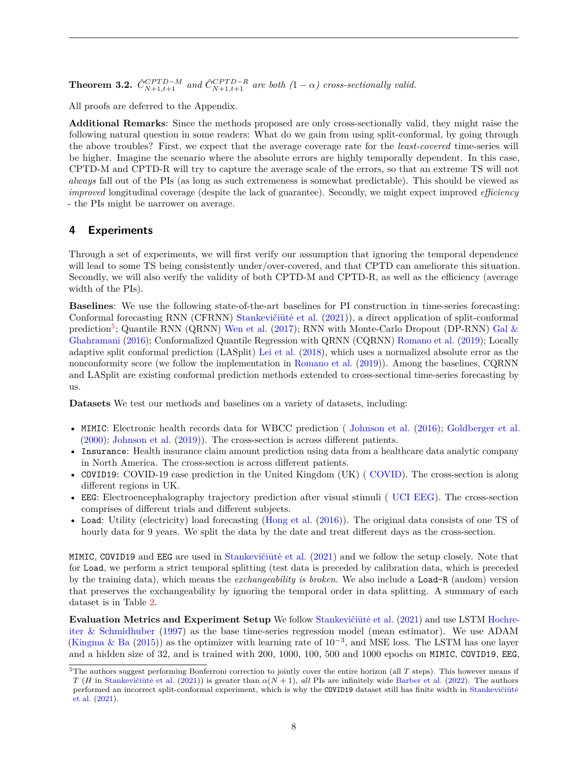**Theorem 3.2.** $\hat{C}^{CPTD-M}_{N+1,t+1}$ *and* $\hat{C}^{CPTD-R}_{N+1,t+1}$ *are both* $(1-\alpha)$ *cross-sectionally valid.*

All proofs are deferred to the Appendix.

**Additional Remarks**: Since the methods proposed are only cross-sectionally valid, they might raise the following natural question in some readers: What do we gain from using split-conformal, by going through the above troubles? First, we expect that the average coverage rate for the *least-covered* time-series will be higher. Imagine the scenario where the absolute errors are highly temporally dependent. In this case, CPTD-M and CPTD-R will try to capture the average scale of the errors, so that an extreme TS will not *always* fall out of the PIs (as long as such extremeness is somewhat predictable). This should be viewed as *improved* longitudinal coverage (despite the lack of guarantee). Secondly, we might expect improved *efficiency* - the PIs might be narrower on average.

## 4 Experiments

Through a set of experiments, we will first verify our assumption that ignoring the temporal dependence will lead to some TS being consistently under/over-covered, and that CPTD can ameliorate this situation. Secondly, we will also verify the validity of both CPTD-M and CPTD-R, as well as the efficiency (average width of the PIs).

**Baselines**: We use the following state-of-the-art baselines for PI construction in time-series forecasting: Conformal forecasting RNN (CFRNN) Stankevičiūtė et al. (2021)), a direct application of split-conformal prediction[5]; Quantile RNN (QRNN) Wen et al. (2017); RNN with Monte-Carlo Dropout (DP-RNN) Gal & Ghahramani (2016); Conformalized Quantile Regression with QRNN (CQRNN) Romano et al. (2019); Locally adaptive split conformal prediction (LASplit) Lei et al. (2018), which uses a normalized absolute error as the nonconformity score (we follow the implementation in Romano et al. (2019)). Among the baselines, CQRNN and LASplit are existing conformal prediction methods extended to cross-sectional time-series forecasting by us.

**Datasets** We test our methods and baselines on a variety of datasets, including:

- `MIMIC`: Electronic health records data for WBCC prediction ( Johnson et al. (2016); Goldberger et al. (2000); Johnson et al. (2019)). The cross-section is across different patients.
- `Insurance`: Health insurance claim amount prediction using data from a healthcare data analytic company in North America. The cross-section is across different patients.
- `COVID19`: COVID-19 case prediction in the United Kingdom (UK) ( COVID). The cross-section is along different regions in UK.
- `EEG`: Electroencephalography trajectory prediction after visual stimuli ( UCI EEG). The cross-section comprises of different trials and different subjects.
- `Load`: Utility (electricity) load forecasting (Hong et al. (2016)). The original data consists of one TS of hourly data for 9 years. We split the data by the date and treat different days as the cross-section.

`MIMIC`, `COVID19` and `EEG` are used in Stankevičiūtė et al. (2021) and we follow the setup closely. Note that for `Load`, we perform a strict temporal splitting (test data is preceded by calibration data, which is preceded by the training data), which means the *exchangeability is broken*. We also include a `Load-R`(andom) version that preserves the exchangeability by ignoring the temporal order in data splitting. A summary of each dataset is in Table 2.

**Evaluation Metrics and Experiment Setup** We follow Stankevičiūtė et al. (2021) and use LSTM Hochreiter & Schmidhuber (1997) as the base time-series regression model (mean estimator). We use ADAM (Kingma & Ba (2015)) as the optimizer with learning rate of $10^{-3}$, and MSE loss. The LSTM has one layer and a hidden size of 32, and is trained with 200, 1000, 100, 500 and 1000 epochs on `MIMIC`, `COVID19`, `EEG`,

[5] The authors suggest performing Bonferroni correction to jointly cover the entire horizon (all $T$ steps). This however means if $T$ ($H$ in Stankevičiūtė et al. (2021)) is greater than $\alpha(N+1)$, *all* PIs are infinitely wide Barber et al. (2022). The authors performed an incorrect split-conformal experiment, which is why the `COVID19` dataset still has finite width in Stankevičiūtė et al. (2021).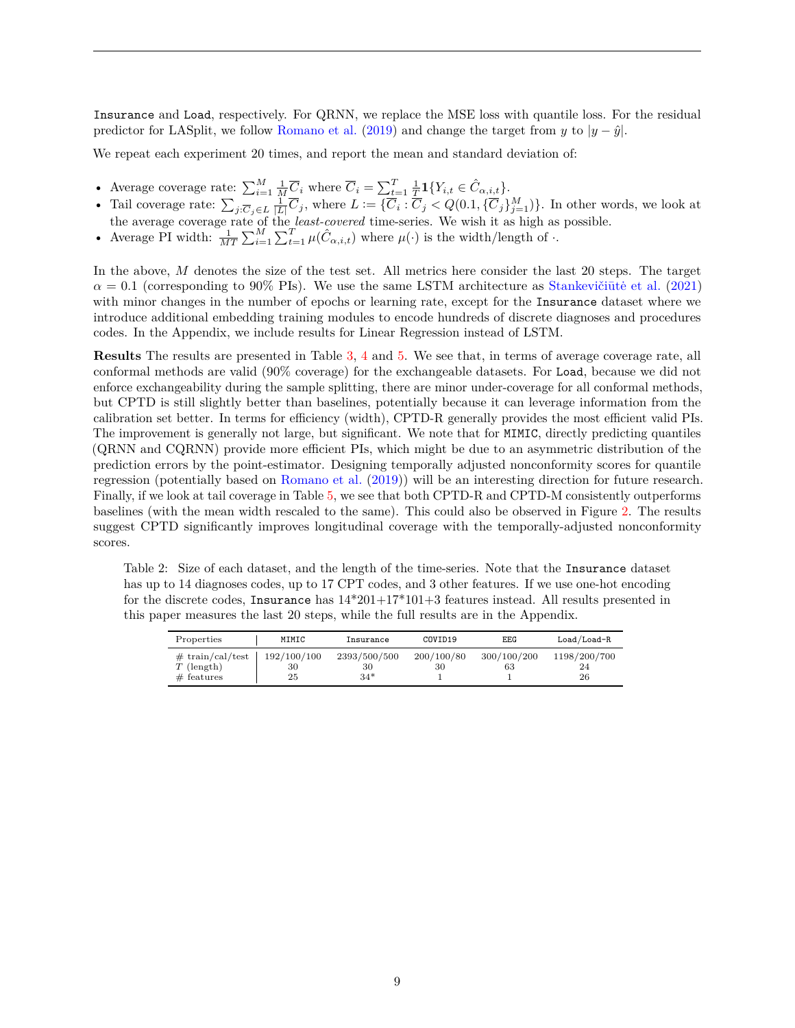Insurance and Load, respectively. For QRNN, we replace the MSE loss with quantile loss. For the residual predictor for LASplit, we follow Romano et al. (2019) and change the target from $y$ to $|y - \hat{y}|$.

We repeat each experiment 20 times, and report the mean and standard deviation of:

- Average coverage rate: $\sum_{i=1}^{M} \frac{1}{M}\overline{C}_i$ where $\overline{C}_i = \sum_{t=1}^{T} \frac{1}{T}\mathbf{1}\{Y_{i,t} \in \hat{C}_{\alpha,i,t}\}$.
- Tail coverage rate: $\sum_{j:\overline{C}_j \in L} \frac{1}{|L|}\overline{C}_j$, where $L := \{\overline{C}_i : \overline{C}_j < Q(0.1, \{\overline{C}_j\}_{j=1}^{M})\}$. In other words, we look at the average coverage rate of the *least-covered* time-series. We wish it as high as possible.
- Average PI width: $\frac{1}{MT}\sum_{i=1}^{M}\sum_{t=1}^{T} \mu(\hat{C}_{\alpha,i,t})$ where $\mu(\cdot)$ is the width/length of $\cdot$.

In the above, $M$ denotes the size of the test set. All metrics here consider the last 20 steps. The target $\alpha = 0.1$ (corresponding to 90% PIs). We use the same LSTM architecture as Stankevičiūtė et al. (2021) with minor changes in the number of epochs or learning rate, except for the Insurance dataset where we introduce additional embedding training modules to encode hundreds of discrete diagnoses and procedures codes. In the Appendix, we include results for Linear Regression instead of LSTM.

**Results** The results are presented in Table 3, 4 and 5. We see that, in terms of average coverage rate, all conformal methods are valid (90% coverage) for the exchangeable datasets. For Load, because we did not enforce exchangeability during the sample splitting, there are minor under-coverage for all conformal methods, but CPTD is still slightly better than baselines, potentially because it can leverage information from the calibration set better. In terms for efficiency (width), CPTD-R generally provides the most efficient valid PIs. The improvement is generally not large, but significant. We note that for MIMIC, directly predicting quantiles (QRNN and CQRNN) provide more efficient PIs, which might be due to an asymmetric distribution of the prediction errors by the point-estimator. Designing temporally adjusted nonconformity scores for quantile regression (potentially based on Romano et al. (2019)) will be an interesting direction for future research. Finally, if we look at tail coverage in Table 5, we see that both CPTD-R and CPTD-M consistently outperforms baselines (with the mean width rescaled to the same). This could also be observed in Figure 2. The results suggest CPTD significantly improves longitudinal coverage with the temporally-adjusted nonconformity scores.

Table 2: Size of each dataset, and the length of the time-series. Note that the Insurance dataset has up to 14 diagnoses codes, up to 17 CPT codes, and 3 other features. If we use one-hot encoding for the discrete codes, Insurance has 14*201+17*101+3 features instead. All results presented in this paper measures the last 20 steps, while the full results are in the Appendix.

| Properties | MIMIC | Insurance | COVID19 | EEG | Load/Load-R |
|---|---|---|---|---|---|
| # train/cal/test | 192/100/100 | 2393/500/500 | 200/100/80 | 300/100/200 | 1198/200/700 |
| $T$ (length) | 30 | 30 | 30 | 63 | 24 |
| # features | 25 | 34* | 1 | 1 | 26 |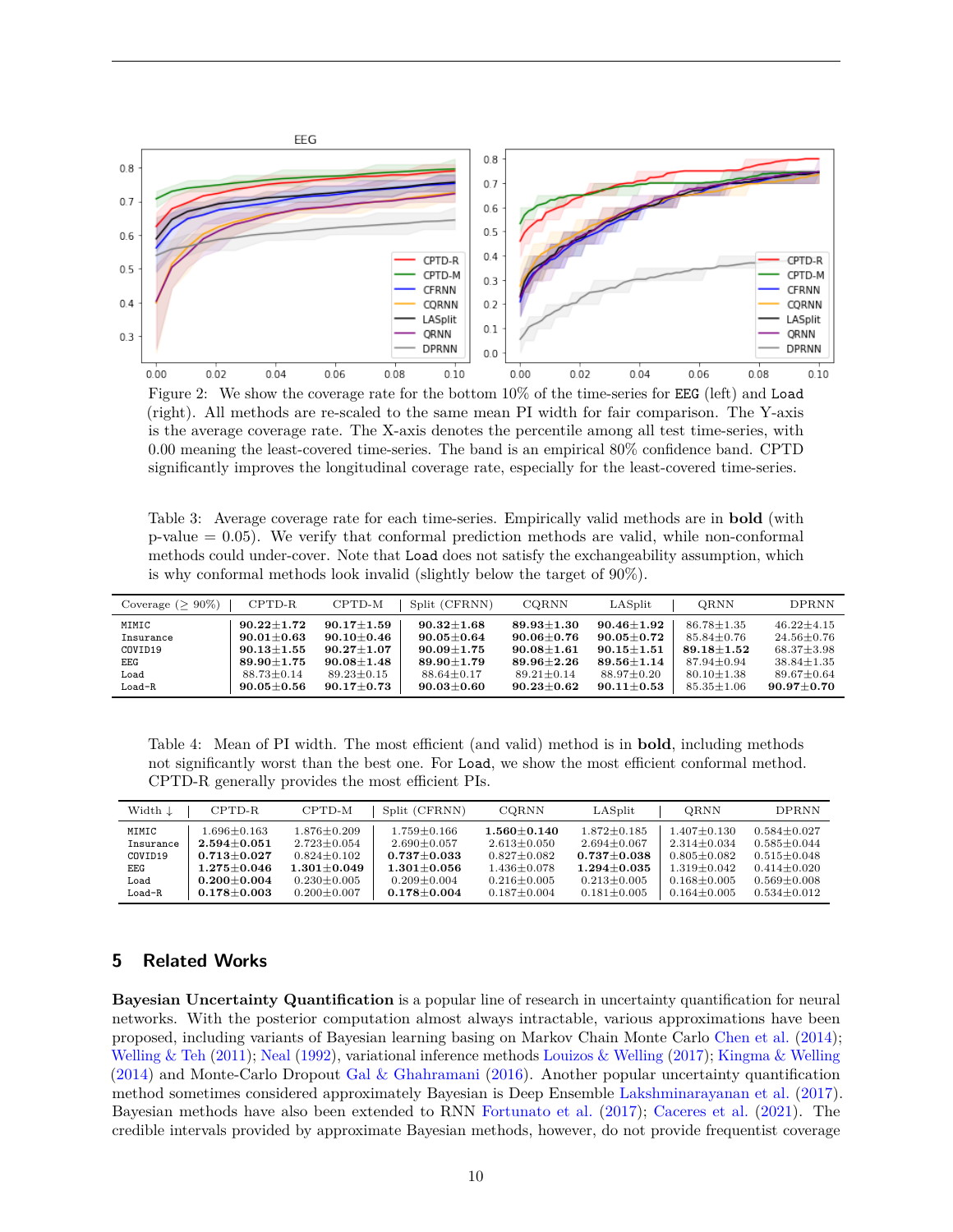Figure 2: We show the coverage rate for the bottom 10% of the time-series for EEG (left) and Load (right). All methods are re-scaled to the same mean PI width for fair comparison. The Y-axis is the average coverage rate. The X-axis denotes the percentile among all test time-series, with 0.00 meaning the least-covered time-series. The band is an empirical 80% confidence band. CPTD significantly improves the longitudinal coverage rate, especially for the least-covered time-series.

Table 3: Average coverage rate for each time-series. Empirically valid methods are in **bold** (with p-value = 0.05). We verify that conformal prediction methods are valid, while non-conformal methods could under-cover. Note that Load does not satisfy the exchangeability assumption, which is why conformal methods look invalid (slightly below the target of 90%).

| Coverage (≥ 90%) | CPTD-R | CPTD-M | Split (CFRNN) | CQRNN | LASplit | QRNN | DPRNN |
|---|---|---|---|---|---|---|---|
| MIMIC | **90.22±1.72** | **90.17±1.59** | **90.32±1.68** | **89.93±1.30** | **90.46±1.92** | 86.78±1.35 | 46.22±4.15 |
| Insurance | **90.01±0.63** | **90.10±0.46** | **90.05±0.64** | **90.06±0.76** | **90.05±0.72** | 85.84±0.76 | 24.56±0.76 |
| COVID19 | **90.13±1.55** | **90.27±1.07** | **90.09±1.75** | **90.08±1.61** | **90.15±1.51** | **89.18±1.52** | 68.37±3.98 |
| EEG | **89.90±1.75** | **90.08±1.48** | **89.90±1.79** | **89.96±2.26** | **89.56±1.14** | 87.94±0.94 | 38.84±1.35 |
| Load | 88.73±0.14 | 89.23±0.15 | 88.64±0.17 | 89.21±0.14 | 88.97±0.20 | 80.10±1.38 | 89.67±0.64 |
| Load-R | **90.05±0.56** | **90.17±0.73** | **90.03±0.60** | **90.23±0.62** | **90.11±0.53** | 85.35±1.06 | **90.97±0.70** |

Table 4: Mean of PI width. The most efficient (and valid) method is in **bold**, including methods not significantly worst than the best one. For Load, we show the most efficient conformal method. CPTD-R generally provides the most efficient PIs.

| Width ↓ | CPTD-R | CPTD-M | Split (CFRNN) | CQRNN | LASplit | QRNN | DPRNN |
|---|---|---|---|---|---|---|---|
| MIMIC | 1.696±0.163 | 1.876±0.209 | 1.759±0.166 | **1.560±0.140** | 1.872±0.185 | 1.407±0.130 | 0.584±0.027 |
| Insurance | **2.594±0.051** | 2.723±0.054 | 2.690±0.057 | 2.613±0.050 | 2.694±0.067 | 2.314±0.034 | 0.585±0.044 |
| COVID19 | **0.713±0.027** | 0.824±0.102 | **0.737±0.033** | 0.827±0.082 | **0.737±0.038** | 0.805±0.082 | 0.515±0.048 |
| EEG | **1.275±0.046** | **1.301±0.049** | **1.301±0.056** | 1.436±0.078 | **1.294±0.035** | 1.319±0.042 | 0.414±0.020 |
| Load | **0.200±0.004** | 0.230±0.005 | 0.209±0.004 | 0.216±0.005 | 0.213±0.005 | 0.168±0.005 | 0.569±0.008 |
| Load-R | **0.178±0.003** | 0.200±0.007 | **0.178±0.004** | 0.187±0.004 | 0.181±0.005 | 0.164±0.005 | 0.534±0.012 |

## 5 Related Works

**Bayesian Uncertainty Quantification** is a popular line of research in uncertainty quantification for neural networks. With the posterior computation almost always intractable, various approximations have been proposed, including variants of Bayesian learning basing on Markov Chain Monte Carlo Chen et al. (2014); Welling & Teh (2011); Neal (1992), variational inference methods Louizos & Welling (2017); Kingma & Welling (2014) and Monte-Carlo Dropout Gal & Ghahramani (2016). Another popular uncertainty quantification method sometimes considered approximately Bayesian is Deep Ensemble Lakshminarayanan et al. (2017). Bayesian methods have also been extended to RNN Fortunato et al. (2017); Caceres et al. (2021). The credible intervals provided by approximate Bayesian methods, however, do not provide frequentist coverage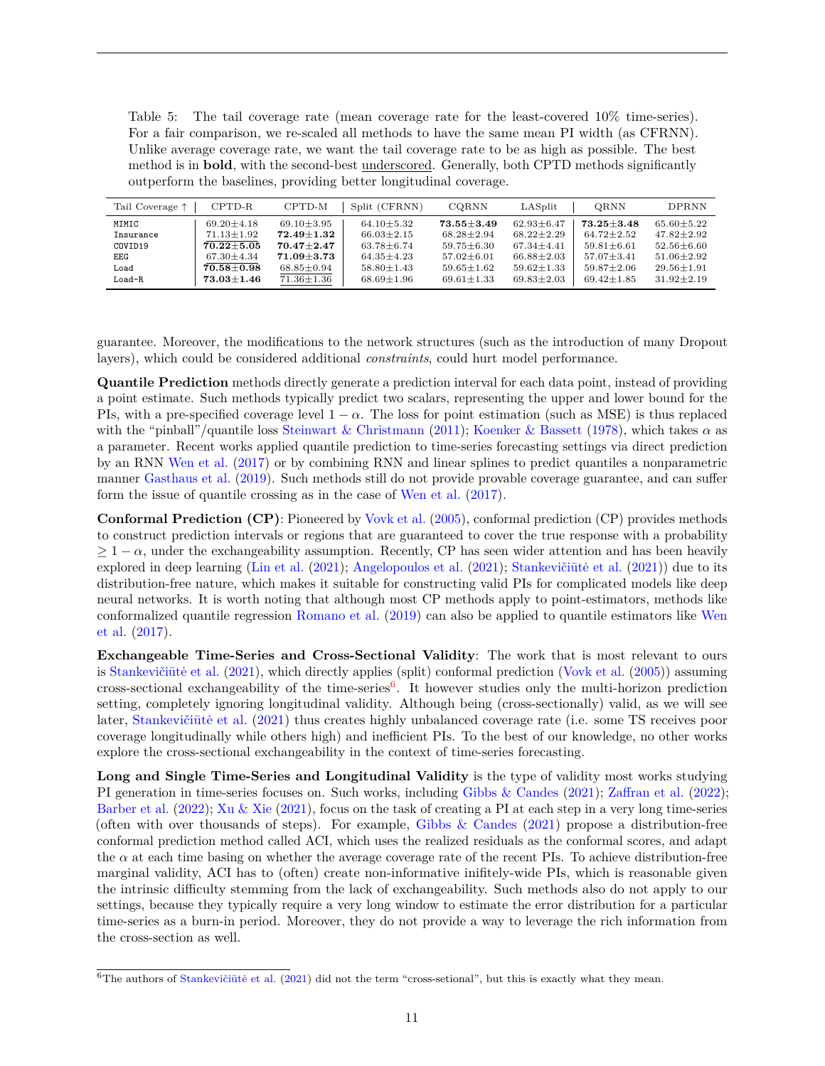Table 5: The tail coverage rate (mean coverage rate for the least-covered 10% time-series). For a fair comparison, we re-scaled all methods to have the same mean PI width (as CFRNN). Unlike average coverage rate, we want the tail coverage rate to be as high as possible. The best method is in **bold**, with the second-best <u>underscored</u>. Generally, both CPTD methods significantly outperform the baselines, providing better longitudinal coverage.

| Tail Coverage ↑ | CPTD-R | CPTD-M | Split (CFRNN) | CQRNN | LASplit | QRNN | DPRNN |
|---|---|---|---|---|---|---|---|
| MIMIC | 69.20±4.18 | 69.10±3.95 | 64.10±5.32 | **73.55±3.49** | 62.93±6.47 | **73.25±3.48** | 65.60±5.22 |
| Insurance | 71.13±1.92 | **72.49±1.32** | 66.03±2.15 | 68.28±2.94 | 68.22±2.29 | 64.72±2.52 | 47.82±2.92 |
| COVID19 | <u>**70.22±5.05**</u> | **70.47±2.47** | 63.78±6.74 | 59.75±6.30 | 67.34±4.41 | 59.81±6.61 | 52.56±6.60 |
| EEG | 67.30±4.34 | **71.09±3.73** | 64.35±4.23 | 57.02±6.01 | 66.88±2.03 | 57.07±3.41 | 51.06±2.92 |
| Load | <u>**70.58±0.98**</u> | 68.85±0.94 | 58.80±1.43 | 59.65±1.62 | 59.62±1.33 | 59.87±2.06 | 29.56±1.91 |
| Load-R | **73.03±1.46** | <u>71.36±1.36</u> | 68.69±1.96 | 69.61±1.33 | 69.83±2.03 | 69.42±1.85 | 31.92±2.19 |

guarantee. Moreover, the modifications to the network structures (such as the introduction of many Dropout layers), which could be considered additional *constraints*, could hurt model performance.

**Quantile Prediction** methods directly generate a prediction interval for each data point, instead of providing a point estimate. Such methods typically predict two scalars, representing the upper and lower bound for the PIs, with a pre-specified coverage level $1 - \alpha$. The loss for point estimation (such as MSE) is thus replaced with the "pinball"/quantile loss Steinwart & Christmann (2011); Koenker & Bassett (1978), which takes $\alpha$ as a parameter. Recent works applied quantile prediction to time-series forecasting settings via direct prediction by an RNN Wen et al. (2017) or by combining RNN and linear splines to predict quantiles a nonparametric manner Gasthaus et al. (2019). Such methods still do not provide provable coverage guarantee, and can suffer form the issue of quantile crossing as in the case of Wen et al. (2017).

**Conformal Prediction (CP)**: Pioneered by Vovk et al. (2005), conformal prediction (CP) provides methods to construct prediction intervals or regions that are guaranteed to cover the true response with a probability $\geq 1 - \alpha$, under the exchangeability assumption. Recently, CP has seen wider attention and has been heavily explored in deep learning (Lin et al. (2021); Angelopoulos et al. (2021); Stankevičiūtė et al. (2021)) due to its distribution-free nature, which makes it suitable for constructing valid PIs for complicated models like deep neural networks. It is worth noting that although most CP methods apply to point-estimators, methods like conformalized quantile regression Romano et al. (2019) can also be applied to quantile estimators like Wen et al. (2017).

**Exchangeable Time-Series and Cross-Sectional Validity**: The work that is most relevant to ours is Stankevičiūtė et al. (2021), which directly applies (split) conformal prediction (Vovk et al. (2005)) assuming cross-sectional exchangeability of the time-series[6]. It however studies only the multi-horizon prediction setting, completely ignoring longitudinal validity. Although being (cross-sectionally) valid, as we will see later, Stankevičiūtė et al. (2021) thus creates highly unbalanced coverage rate (i.e. some TS receives poor coverage longitudinally while others high) and inefficient PIs. To the best of our knowledge, no other works explore the cross-sectional exchangeability in the context of time-series forecasting.

**Long and Single Time-Series and Longitudinal Validity** is the type of validity most works studying PI generation in time-series focuses on. Such works, including Gibbs & Candes (2021); Zaffran et al. (2022); Barber et al. (2022); Xu & Xie (2021), focus on the task of creating a PI at each step in a very long time-series (often with over thousands of steps). For example, Gibbs & Candes (2021) propose a distribution-free conformal prediction method called ACI, which uses the realized residuals as the conformal scores, and adapt the $\alpha$ at each time basing on whether the average coverage rate of the recent PIs. To achieve distribution-free marginal validity, ACI has to (often) create non-informative inifitely-wide PIs, which is reasonable given the intrinsic difficulty stemming from the lack of exchangeability. Such methods also do not apply to our settings, because they typically require a very long window to estimate the error distribution for a particular time-series as a burn-in period. Moreover, they do not provide a way to leverage the rich information from the cross-section as well.

[6]The authors of Stankevičiūtė et al. (2021) did not the term "cross-setional", but this is exactly what they mean.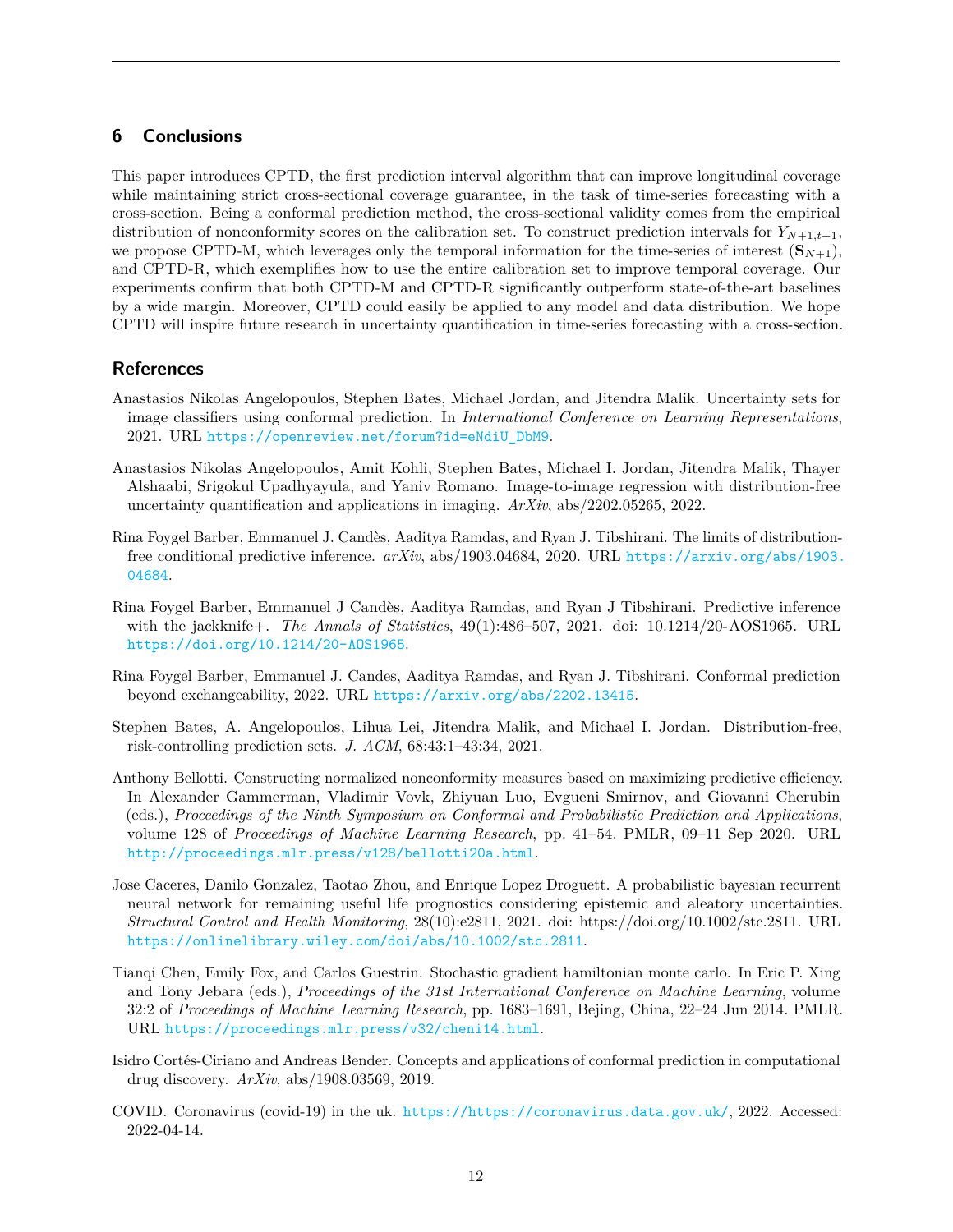## 6 Conclusions

This paper introduces CPTD, the first prediction interval algorithm that can improve longitudinal coverage while maintaining strict cross-sectional coverage guarantee, in the task of time-series forecasting with a cross-section. Being a conformal prediction method, the cross-sectional validity comes from the empirical distribution of nonconformity scores on the calibration set. To construct prediction intervals for $Y_{N+1,t+1}$, we propose CPTD-M, which leverages only the temporal information for the time-series of interest ($\mathbf{S}_{N+1}$), and CPTD-R, which exemplifies how to use the entire calibration set to improve temporal coverage. Our experiments confirm that both CPTD-M and CPTD-R significantly outperform state-of-the-art baselines by a wide margin. Moreover, CPTD could easily be applied to any model and data distribution. We hope CPTD will inspire future research in uncertainty quantification in time-series forecasting with a cross-section.

## References

Anastasios Nikolas Angelopoulos, Stephen Bates, Michael Jordan, and Jitendra Malik. Uncertainty sets for image classifiers using conformal prediction. In *International Conference on Learning Representations*, 2021. URL https://openreview.net/forum?id=eNdiU_DbM9.

Anastasios Nikolas Angelopoulos, Amit Kohli, Stephen Bates, Michael I. Jordan, Jitendra Malik, Thayer Alshaabi, Srigokul Upadhyayula, and Yaniv Romano. Image-to-image regression with distribution-free uncertainty quantification and applications in imaging. *ArXiv*, abs/2202.05265, 2022.

Rina Foygel Barber, Emmanuel J. Candès, Aaditya Ramdas, and Ryan J. Tibshirani. The limits of distribution-free conditional predictive inference. *arXiv*, abs/1903.04684, 2020. URL https://arxiv.org/abs/1903.04684.

Rina Foygel Barber, Emmanuel J Candès, Aaditya Ramdas, and Ryan J Tibshirani. Predictive inference with the jackknife+. *The Annals of Statistics*, 49(1):486–507, 2021. doi: 10.1214/20-AOS1965. URL https://doi.org/10.1214/20-AOS1965.

Rina Foygel Barber, Emmanuel J. Candes, Aaditya Ramdas, and Ryan J. Tibshirani. Conformal prediction beyond exchangeability, 2022. URL https://arxiv.org/abs/2202.13415.

Stephen Bates, A. Angelopoulos, Lihua Lei, Jitendra Malik, and Michael I. Jordan. Distribution-free, risk-controlling prediction sets. *J. ACM*, 68:43:1–43:34, 2021.

Anthony Bellotti. Constructing normalized nonconformity measures based on maximizing predictive efficiency. In Alexander Gammerman, Vladimir Vovk, Zhiyuan Luo, Evgueni Smirnov, and Giovanni Cherubin (eds.), *Proceedings of the Ninth Symposium on Conformal and Probabilistic Prediction and Applications*, volume 128 of *Proceedings of Machine Learning Research*, pp. 41–54. PMLR, 09–11 Sep 2020. URL http://proceedings.mlr.press/v128/bellotti20a.html.

Jose Caceres, Danilo Gonzalez, Taotao Zhou, and Enrique Lopez Droguett. A probabilistic bayesian recurrent neural network for remaining useful life prognostics considering epistemic and aleatory uncertainties. *Structural Control and Health Monitoring*, 28(10):e2811, 2021. doi: https://doi.org/10.1002/stc.2811. URL https://onlinelibrary.wiley.com/doi/abs/10.1002/stc.2811.

Tianqi Chen, Emily Fox, and Carlos Guestrin. Stochastic gradient hamiltonian monte carlo. In Eric P. Xing and Tony Jebara (eds.), *Proceedings of the 31st International Conference on Machine Learning*, volume 32:2 of *Proceedings of Machine Learning Research*, pp. 1683–1691, Bejing, China, 22–24 Jun 2014. PMLR. URL https://proceedings.mlr.press/v32/cheni14.html.

Isidro Cortés-Ciriano and Andreas Bender. Concepts and applications of conformal prediction in computational drug discovery. *ArXiv*, abs/1908.03569, 2019.

COVID. Coronavirus (covid-19) in the uk. https://https://coronavirus.data.gov.uk/, 2022. Accessed: 2022-04-14.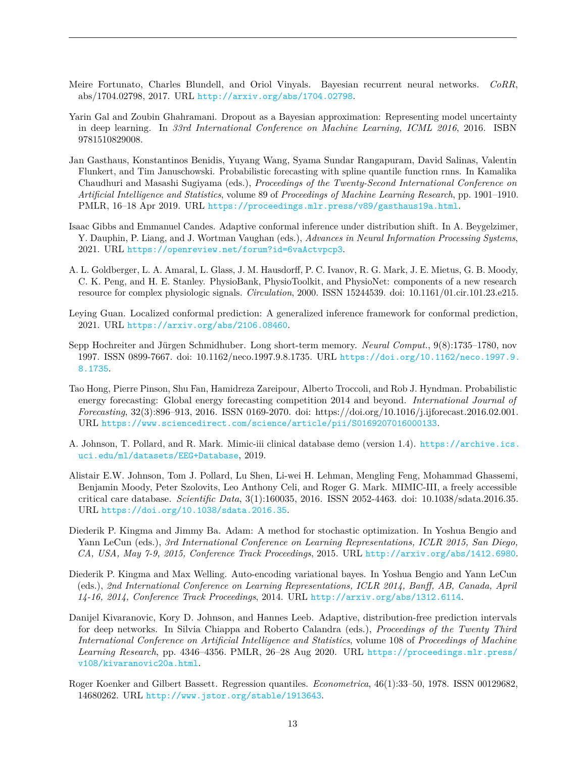Meire Fortunato, Charles Blundell, and Oriol Vinyals. Bayesian recurrent neural networks. *CoRR*, abs/1704.02798, 2017. URL http://arxiv.org/abs/1704.02798.

Yarin Gal and Zoubin Ghahramani. Dropout as a Bayesian approximation: Representing model uncertainty in deep learning. In *33rd International Conference on Machine Learning, ICML 2016*, 2016. ISBN 9781510829008.

Jan Gasthaus, Konstantinos Benidis, Yuyang Wang, Syama Sundar Rangapuram, David Salinas, Valentin Flunkert, and Tim Januschowski. Probabilistic forecasting with spline quantile function rnns. In Kamalika Chaudhuri and Masashi Sugiyama (eds.), *Proceedings of the Twenty-Second International Conference on Artificial Intelligence and Statistics*, volume 89 of *Proceedings of Machine Learning Research*, pp. 1901–1910. PMLR, 16–18 Apr 2019. URL https://proceedings.mlr.press/v89/gasthaus19a.html.

Isaac Gibbs and Emmanuel Candes. Adaptive conformal inference under distribution shift. In A. Beygelzimer, Y. Dauphin, P. Liang, and J. Wortman Vaughan (eds.), *Advances in Neural Information Processing Systems*, 2021. URL https://openreview.net/forum?id=6vaActvpcp3.

A. L. Goldberger, L. A. Amaral, L. Glass, J. M. Hausdorff, P. C. Ivanov, R. G. Mark, J. E. Mietus, G. B. Moody, C. K. Peng, and H. E. Stanley. PhysioBank, PhysioToolkit, and PhysioNet: components of a new research resource for complex physiologic signals. *Circulation*, 2000. ISSN 15244539. doi: 10.1161/01.cir.101.23.e215.

Leying Guan. Localized conformal prediction: A generalized inference framework for conformal prediction, 2021. URL https://arxiv.org/abs/2106.08460.

Sepp Hochreiter and Jürgen Schmidhuber. Long short-term memory. *Neural Comput.*, 9(8):1735–1780, nov 1997. ISSN 0899-7667. doi: 10.1162/neco.1997.9.8.1735. URL https://doi.org/10.1162/neco.1997.9.8.1735.

Tao Hong, Pierre Pinson, Shu Fan, Hamidreza Zareipour, Alberto Troccoli, and Rob J. Hyndman. Probabilistic energy forecasting: Global energy forecasting competition 2014 and beyond. *International Journal of Forecasting*, 32(3):896–913, 2016. ISSN 0169-2070. doi: https://doi.org/10.1016/j.ijforecast.2016.02.001. URL https://www.sciencedirect.com/science/article/pii/S0169207016000133.

A. Johnson, T. Pollard, and R. Mark. Mimic-iii clinical database demo (version 1.4). https://archive.ics.uci.edu/ml/datasets/EEG+Database, 2019.

Alistair E.W. Johnson, Tom J. Pollard, Lu Shen, Li-wei H. Lehman, Mengling Feng, Mohammad Ghassemi, Benjamin Moody, Peter Szolovits, Leo Anthony Celi, and Roger G. Mark. MIMIC-III, a freely accessible critical care database. *Scientific Data*, 3(1):160035, 2016. ISSN 2052-4463. doi: 10.1038/sdata.2016.35. URL https://doi.org/10.1038/sdata.2016.35.

Diederik P. Kingma and Jimmy Ba. Adam: A method for stochastic optimization. In Yoshua Bengio and Yann LeCun (eds.), *3rd International Conference on Learning Representations, ICLR 2015, San Diego, CA, USA, May 7-9, 2015, Conference Track Proceedings*, 2015. URL http://arxiv.org/abs/1412.6980.

Diederik P. Kingma and Max Welling. Auto-encoding variational bayes. In Yoshua Bengio and Yann LeCun (eds.), *2nd International Conference on Learning Representations, ICLR 2014, Banff, AB, Canada, April 14-16, 2014, Conference Track Proceedings*, 2014. URL http://arxiv.org/abs/1312.6114.

Danijel Kivaranovic, Kory D. Johnson, and Hannes Leeb. Adaptive, distribution-free prediction intervals for deep networks. In Silvia Chiappa and Roberto Calandra (eds.), *Proceedings of the Twenty Third International Conference on Artificial Intelligence and Statistics*, volume 108 of *Proceedings of Machine Learning Research*, pp. 4346–4356. PMLR, 26–28 Aug 2020. URL https://proceedings.mlr.press/v108/kivaranovic20a.html.

Roger Koenker and Gilbert Bassett. Regression quantiles. *Econometrica*, 46(1):33–50, 1978. ISSN 00129682, 14680262. URL http://www.jstor.org/stable/1913643.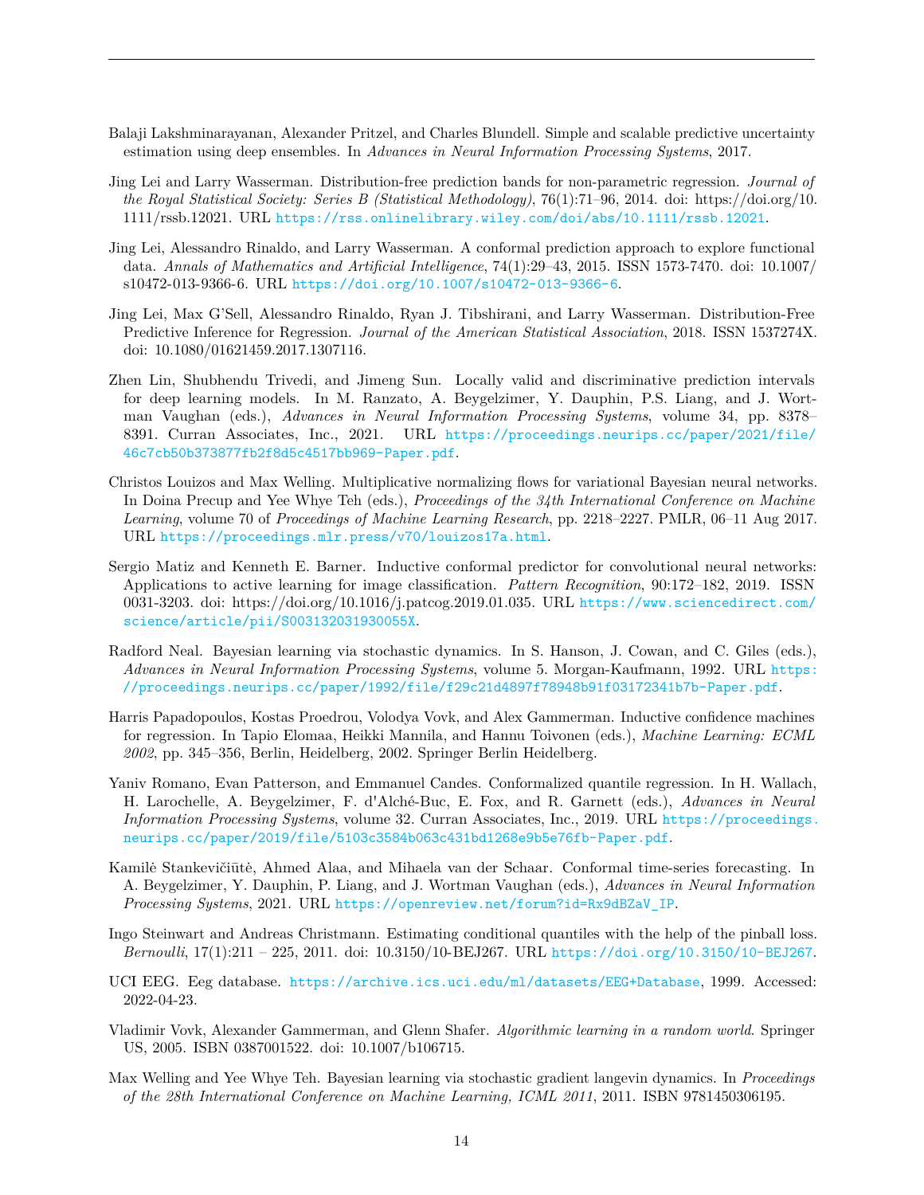Balaji Lakshminarayanan, Alexander Pritzel, and Charles Blundell. Simple and scalable predictive uncertainty estimation using deep ensembles. In *Advances in Neural Information Processing Systems*, 2017.

Jing Lei and Larry Wasserman. Distribution-free prediction bands for non-parametric regression. *Journal of the Royal Statistical Society: Series B (Statistical Methodology)*, 76(1):71–96, 2014. doi: https://doi.org/10.1111/rssb.12021. URL https://rss.onlinelibrary.wiley.com/doi/abs/10.1111/rssb.12021.

Jing Lei, Alessandro Rinaldo, and Larry Wasserman. A conformal prediction approach to explore functional data. *Annals of Mathematics and Artificial Intelligence*, 74(1):29–43, 2015. ISSN 1573-7470. doi: 10.1007/s10472-013-9366-6. URL https://doi.org/10.1007/s10472-013-9366-6.

Jing Lei, Max G'Sell, Alessandro Rinaldo, Ryan J. Tibshirani, and Larry Wasserman. Distribution-Free Predictive Inference for Regression. *Journal of the American Statistical Association*, 2018. ISSN 1537274X. doi: 10.1080/01621459.2017.1307116.

Zhen Lin, Shubhendu Trivedi, and Jimeng Sun. Locally valid and discriminative prediction intervals for deep learning models. In M. Ranzato, A. Beygelzimer, Y. Dauphin, P.S. Liang, and J. Wortman Vaughan (eds.), *Advances in Neural Information Processing Systems*, volume 34, pp. 8378–8391. Curran Associates, Inc., 2021. URL https://proceedings.neurips.cc/paper/2021/file/46c7cb50b373877fb2f8d5c4517bb969-Paper.pdf.

Christos Louizos and Max Welling. Multiplicative normalizing flows for variational Bayesian neural networks. In Doina Precup and Yee Whye Teh (eds.), *Proceedings of the 34th International Conference on Machine Learning*, volume 70 of *Proceedings of Machine Learning Research*, pp. 2218–2227. PMLR, 06–11 Aug 2017. URL https://proceedings.mlr.press/v70/louizos17a.html.

Sergio Matiz and Kenneth E. Barner. Inductive conformal predictor for convolutional neural networks: Applications to active learning for image classification. *Pattern Recognition*, 90:172–182, 2019. ISSN 0031-3203. doi: https://doi.org/10.1016/j.patcog.2019.01.035. URL https://www.sciencedirect.com/science/article/pii/S003132031930055X.

Radford Neal. Bayesian learning via stochastic dynamics. In S. Hanson, J. Cowan, and C. Giles (eds.), *Advances in Neural Information Processing Systems*, volume 5. Morgan-Kaufmann, 1992. URL https://proceedings.neurips.cc/paper/1992/file/f29c21d4897f78948b91f03172341b7b-Paper.pdf.

Harris Papadopoulos, Kostas Proedrou, Volodya Vovk, and Alex Gammerman. Inductive confidence machines for regression. In Tapio Elomaa, Heikki Mannila, and Hannu Toivonen (eds.), *Machine Learning: ECML 2002*, pp. 345–356, Berlin, Heidelberg, 2002. Springer Berlin Heidelberg.

Yaniv Romano, Evan Patterson, and Emmanuel Candes. Conformalized quantile regression. In H. Wallach, H. Larochelle, A. Beygelzimer, F. d'Alché-Buc, E. Fox, and R. Garnett (eds.), *Advances in Neural Information Processing Systems*, volume 32. Curran Associates, Inc., 2019. URL https://proceedings.neurips.cc/paper/2019/file/5103c3584b063c431bd1268e9b5e76fb-Paper.pdf.

Kamilė Stankevičiūtė, Ahmed Alaa, and Mihaela van der Schaar. Conformal time-series forecasting. In A. Beygelzimer, Y. Dauphin, P. Liang, and J. Wortman Vaughan (eds.), *Advances in Neural Information Processing Systems*, 2021. URL https://openreview.net/forum?id=Rx9dBZaV_IP.

Ingo Steinwart and Andreas Christmann. Estimating conditional quantiles with the help of the pinball loss. *Bernoulli*, 17(1):211 – 225, 2011. doi: 10.3150/10-BEJ267. URL https://doi.org/10.3150/10-BEJ267.

UCI EEG. Eeg database. https://archive.ics.uci.edu/ml/datasets/EEG+Database, 1999. Accessed: 2022-04-23.

Vladimir Vovk, Alexander Gammerman, and Glenn Shafer. *Algorithmic learning in a random world*. Springer US, 2005. ISBN 0387001522. doi: 10.1007/b106715.

Max Welling and Yee Whye Teh. Bayesian learning via stochastic gradient langevin dynamics. In *Proceedings of the 28th International Conference on Machine Learning, ICML 2011*, 2011. ISBN 9781450306195.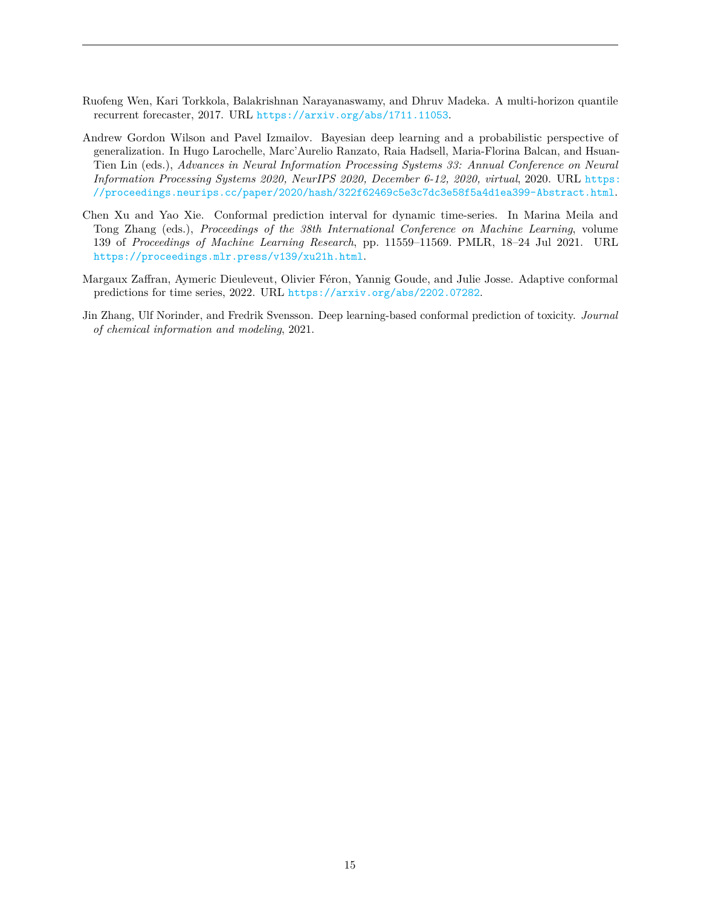Ruofeng Wen, Kari Torkkola, Balakrishnan Narayanaswamy, and Dhruv Madeka. A multi-horizon quantile recurrent forecaster, 2017. URL https://arxiv.org/abs/1711.11053.

Andrew Gordon Wilson and Pavel Izmailov. Bayesian deep learning and a probabilistic perspective of generalization. In Hugo Larochelle, Marc'Aurelio Ranzato, Raia Hadsell, Maria-Florina Balcan, and Hsuan-Tien Lin (eds.), *Advances in Neural Information Processing Systems 33: Annual Conference on Neural Information Processing Systems 2020, NeurIPS 2020, December 6-12, 2020, virtual*, 2020. URL https://proceedings.neurips.cc/paper/2020/hash/322f62469c5e3c7dc3e58f5a4d1ea399-Abstract.html.

Chen Xu and Yao Xie. Conformal prediction interval for dynamic time-series. In Marina Meila and Tong Zhang (eds.), *Proceedings of the 38th International Conference on Machine Learning*, volume 139 of *Proceedings of Machine Learning Research*, pp. 11559–11569. PMLR, 18–24 Jul 2021. URL https://proceedings.mlr.press/v139/xu21h.html.

Margaux Zaffran, Aymeric Dieuleveut, Olivier Féron, Yannig Goude, and Julie Josse. Adaptive conformal predictions for time series, 2022. URL https://arxiv.org/abs/2202.07282.

Jin Zhang, Ulf Norinder, and Fredrik Svensson. Deep learning-based conformal prediction of toxicity. *Journal of chemical information and modeling*, 2021.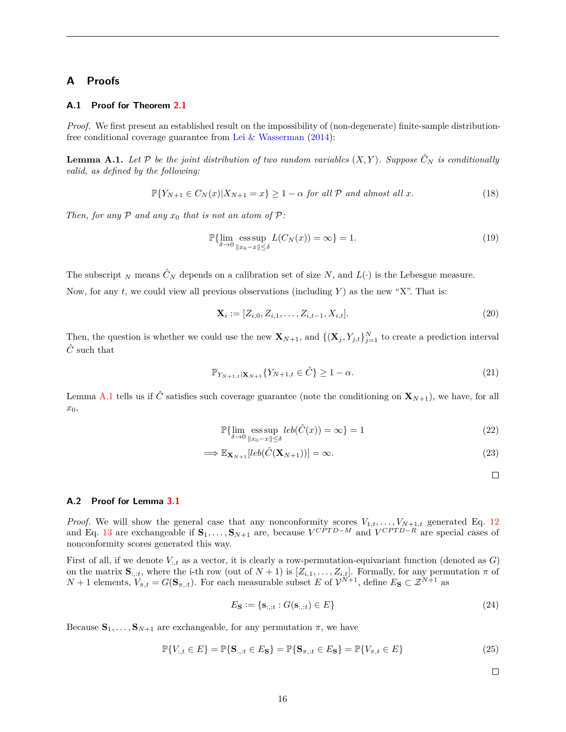# A Proofs

## A.1 Proof for Theorem 2.1

*Proof.* We first present an established result on the impossibility of (non-degenerate) finite-sample distribution-free conditional coverage guarantee from Lei & Wasserman (2014):

**Lemma A.1.** *Let $\mathcal{P}$ be the joint distribution of two random variables $(X, Y)$. Suppose $\hat{C}_N$ is conditionally valid, as defined by the following:*

$$\mathbb{P}\{Y_{N+1} \in C_N(x) | X_{N+1} = x\} \geq 1 - \alpha \text{ for all } \mathcal{P} \text{ and almost all } x. \tag{18}$$

*Then, for any $\mathcal{P}$ and any $x_0$ that is not an atom of $\mathcal{P}$:*

$$\mathbb{P}\{\lim_{\delta \to 0} \operatorname*{ess\,sup}_{\|x_0 - x\| \leq \delta} L(C_N(x)) = \infty\} = 1. \tag{19}$$

The subscript $_N$ means $\hat{C}_N$ depends on a calibration set of size $N$, and $L(\cdot)$ is the Lebesgue measure.

Now, for any $t$, we could view all previous observations (including $Y$) as the new "X". That is:

$$\mathbf{X}_i := [Z_{i,0}, Z_{i,1}, \ldots, Z_{i,t-1}, X_{i,t}]. \tag{20}$$

Then, the question is whether we could use the new $\mathbf{X}_{N+1}$, and $\{(\mathbf{X}_j, Y_{j,t}\}_{j=1}^N$ to create a prediction interval $\hat{C}$ such that

$$\mathbb{P}_{Y_{N+1,t}|\mathbf{X}_{N+1}}\{Y_{N+1,t} \in \hat{C}\} \geq 1 - \alpha. \tag{21}$$

Lemma A.1 tells us if $\hat{C}$ satisfies such coverage guarantee (note the conditioning on $\mathbf{X}_{N+1}$), we have, for all $x_0$,

$$\mathbb{P}\{\lim_{\delta \to 0} \operatorname*{ess\,sup}_{\|x_0 - x\| \leq \delta} leb(\hat{C}(x)) = \infty\} = 1 \tag{22}$$

$$\implies \mathbb{E}_{\mathbf{X}_{N+1}}[leb(\hat{C}(\mathbf{X}_{N+1}))] = \infty. \tag{23}$$

□

## A.2 Proof for Lemma 3.1

*Proof.* We will show the general case that any nonconformity scores $V_{1,t}, \ldots, V_{N+1,t}$ generated Eq. 12 and Eq. 13 are exchangeable if $\mathbf{S}_1, \ldots, \mathbf{S}_{N+1}$ are, because $V^{CPTD-M}$ and $V^{CPTD-R}$ are special cases of nonconformity scores generated this way.

First of all, if we denote $V_{:,t}$ as a vector, it is clearly a row-permutation-equivariant function (denoted as $G$) on the matrix $\mathbf{S}_{:,:t}$, where the i-th row (out of $N+1$) is $[Z_{i,1}, \ldots, Z_{i,t}]$. Formally, for any permutation $\pi$ of $N+1$ elements, $V_{\pi,t} = G(\mathbf{S}_{\pi,:t})$. For each measurable subset $E$ of $\mathcal{V}^{N+1}$, define $E_\mathbf{S} \subset \mathcal{Z}^{N+1}$ as

$$E_\mathbf{S} := \{\mathbf{s}_{:,:t} : G(\mathbf{s}_{:,:t}) \in E\} \tag{24}$$

Because $\mathbf{S}_1, \ldots, \mathbf{S}_{N+1}$ are exchangeable, for any permutation $\pi$, we have

$$\mathbb{P}\{V_{:,t} \in E\} = \mathbb{P}\{\mathbf{S}_{:,:t} \in E_\mathbf{S}\} = \mathbb{P}\{\mathbf{S}_{\pi,:t} \in E_\mathbf{S}\} = \mathbb{P}\{V_{\pi,t} \in E\} \tag{25}$$

□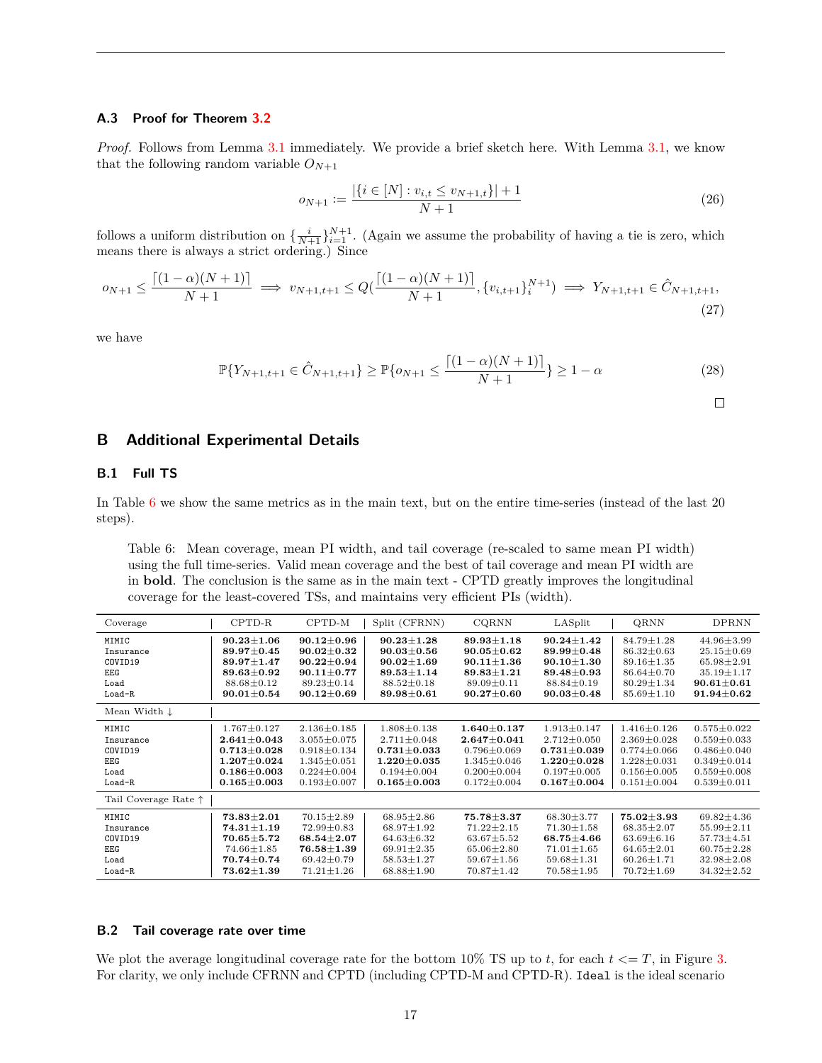### A.3 Proof for Theorem 3.2

*Proof.* Follows from Lemma 3.1 immediately. We provide a brief sketch here. With Lemma 3.1, we know that the following random variable $O_{N+1}$

$$o_{N+1} := \frac{|\{i \in [N] : v_{i,t} \le v_{N+1,t}\}| + 1}{N+1} \tag{26}$$

follows a uniform distribution on $\{\frac{i}{N+1}\}_{i=1}^{N+1}$. (Again we assume the probability of having a tie is zero, which means there is always a strict ordering.) Since

$$o_{N+1} \le \frac{\lceil (1-\alpha)(N+1) \rceil}{N+1} \implies v_{N+1,t+1} \le Q(\frac{\lceil (1-\alpha)(N+1) \rceil}{N+1}, \{v_{i,t+1}\}_i^{N+1}) \implies Y_{N+1,t+1} \in \hat{C}_{N+1,t+1}, \tag{27}$$

we have

$$\mathbb{P}\{Y_{N+1,t+1} \in \hat{C}_{N+1,t+1}\} \ge \mathbb{P}\{o_{N+1} \le \frac{\lceil (1-\alpha)(N+1) \rceil}{N+1}\} \ge 1-\alpha \tag{28}$$

□

## B Additional Experimental Details

### B.1 Full TS

In Table 6 we show the same metrics as in the main text, but on the entire time-series (instead of the last 20 steps).

Table 6: Mean coverage, mean PI width, and tail coverage (re-scaled to same mean PI width) using the full time-series. Valid mean coverage and the best of tail coverage and mean PI width are in **bold**. The conclusion is the same as in the main text - CPTD greatly improves the longitudinal coverage for the least-covered TSs, and maintains very efficient PIs (width).

| Coverage | CPTD-R | CPTD-M | Split (CFRNN) | CQRNN | LASplit | QRNN | DPRNN |
|---|---|---|---|---|---|---|---|
| MIMIC | **90.23±1.06** | **90.12±0.96** | **90.23±1.28** | **89.93±1.18** | **90.24±1.42** | 84.79±1.28 | 44.96±3.99 |
| Insurance | **89.97±0.45** | **90.02±0.32** | **90.03±0.56** | **90.05±0.62** | **89.99±0.48** | 86.32±0.63 | 25.15±0.69 |
| COVID19 | **89.97±1.47** | **90.22±0.94** | **90.02±1.69** | **90.11±1.36** | **90.10±1.30** | 89.16±1.35 | 65.98±2.91 |
| EEG | **89.63±0.92** | **90.11±0.77** | **89.53±1.14** | **89.83±1.21** | **89.48±0.93** | 86.64±0.70 | 35.19±1.17 |
| Load | 88.68±0.12 | 89.23±0.14 | 88.52±0.18 | 89.09±0.11 | 88.84±0.19 | 80.29±1.34 | **90.61±0.61** |
| Load-R | **90.01±0.54** | **90.12±0.69** | **89.98±0.61** | **90.27±0.60** | **90.03±0.48** | 85.69±1.10 | **91.94±0.62** |
| **Mean Width ↓** | | | | | | | |
| MIMIC | 1.767±0.127 | 2.136±0.185 | 1.808±0.138 | **1.640±0.137** | 1.913±0.147 | 1.416±0.126 | 0.575±0.022 |
| Insurance | **2.641±0.043** | 3.055±0.075 | 2.711±0.048 | **2.647±0.041** | 2.712±0.050 | 2.369±0.028 | 0.559±0.033 |
| COVID19 | **0.713±0.028** | 0.918±0.134 | **0.731±0.033** | 0.796±0.069 | **0.731±0.039** | 0.774±0.066 | 0.486±0.040 |
| EEG | **1.207±0.024** | 1.345±0.051 | **1.220±0.035** | 1.345±0.046 | **1.220±0.028** | 1.228±0.031 | 0.349±0.014 |
| Load | **0.186±0.003** | 0.224±0.004 | 0.194±0.004 | 0.200±0.004 | 0.197±0.005 | 0.156±0.005 | 0.559±0.008 |
| Load-R | **0.165±0.003** | 0.193±0.007 | **0.165±0.003** | 0.172±0.004 | **0.167±0.004** | 0.151±0.004 | 0.539±0.011 |
| **Tail Coverage Rate ↑** | | | | | | | |
| MIMIC | **73.83±2.01** | 70.15±2.89 | 68.95±2.86 | **75.78±3.37** | 68.30±3.77 | **75.02±3.93** | 69.82±4.36 |
| Insurance | **74.31±1.19** | 72.99±0.83 | 68.97±1.92 | 71.22±2.15 | 71.30±1.58 | 68.35±2.07 | 55.99±2.11 |
| COVID19 | **70.65±5.72** | **68.54±2.07** | 64.63±6.32 | 63.67±5.52 | **68.75±4.66** | 63.69±6.16 | 57.73±4.51 |
| EEG | 74.66±1.85 | **76.58±1.39** | 69.91±2.35 | 65.06±2.80 | 71.01±1.65 | 64.65±2.01 | 60.75±2.28 |
| Load | **70.74±0.74** | 69.42±0.79 | 58.53±1.27 | 59.67±1.56 | 59.68±1.31 | 60.26±1.71 | 32.98±2.08 |
| Load-R | **73.62±1.39** | 71.21±1.26 | 68.88±1.90 | 70.87±1.42 | 70.58±1.95 | 70.72±1.69 | 34.32±2.52 |

### B.2 Tail coverage rate over time

We plot the average longitudinal coverage rate for the bottom 10% TS up to $t$, for each $t <= T$, in Figure 3. For clarity, we only include CFRNN and CPTD (including CPTD-M and CPTD-R). `Ideal` is the ideal scenario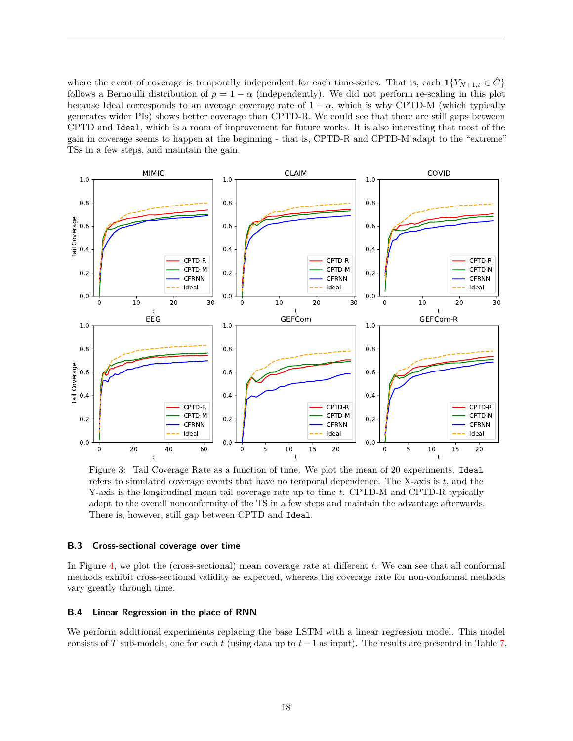where the event of coverage is temporally independent for each time-series. That is, each $\mathbf{1}\{Y_{N+1,t} \in \hat{C}\}$ follows a Bernoulli distribution of $p = 1 - \alpha$ (independently). We did not perform re-scaling in this plot because Ideal corresponds to an average coverage rate of $1 - \alpha$, which is why CPTD-M (which typically generates wider PIs) shows better coverage than CPTD-R. We could see that there are still gaps between CPTD and `Ideal`, which is a room of improvement for future works. It is also interesting that most of the gain in coverage seems to happen at the beginning - that is, CPTD-R and CPTD-M adapt to the "extreme" TSs in a few steps, and maintain the gain.

Figure 3: Tail Coverage Rate as a function of time. We plot the mean of 20 experiments. `Ideal` refers to simulated coverage events that have no temporal dependence. The X-axis is $t$, and the Y-axis is the longitudinal mean tail coverage rate up to time $t$. CPTD-M and CPTD-R typically adapt to the overall nonconformity of the TS in a few steps and maintain the advantage afterwards. There is, however, still gap between CPTD and `Ideal`.

### B.3 Cross-sectional coverage over time

In Figure 4, we plot the (cross-sectional) mean coverage rate at different $t$. We can see that all conformal methods exhibit cross-sectional validity as expected, whereas the coverage rate for non-conformal methods vary greatly through time.

### B.4 Linear Regression in the place of RNN

We perform additional experiments replacing the base LSTM with a linear regression model. This model consists of $T$ sub-models, one for each $t$ (using data up to $t-1$ as input). The results are presented in Table 7.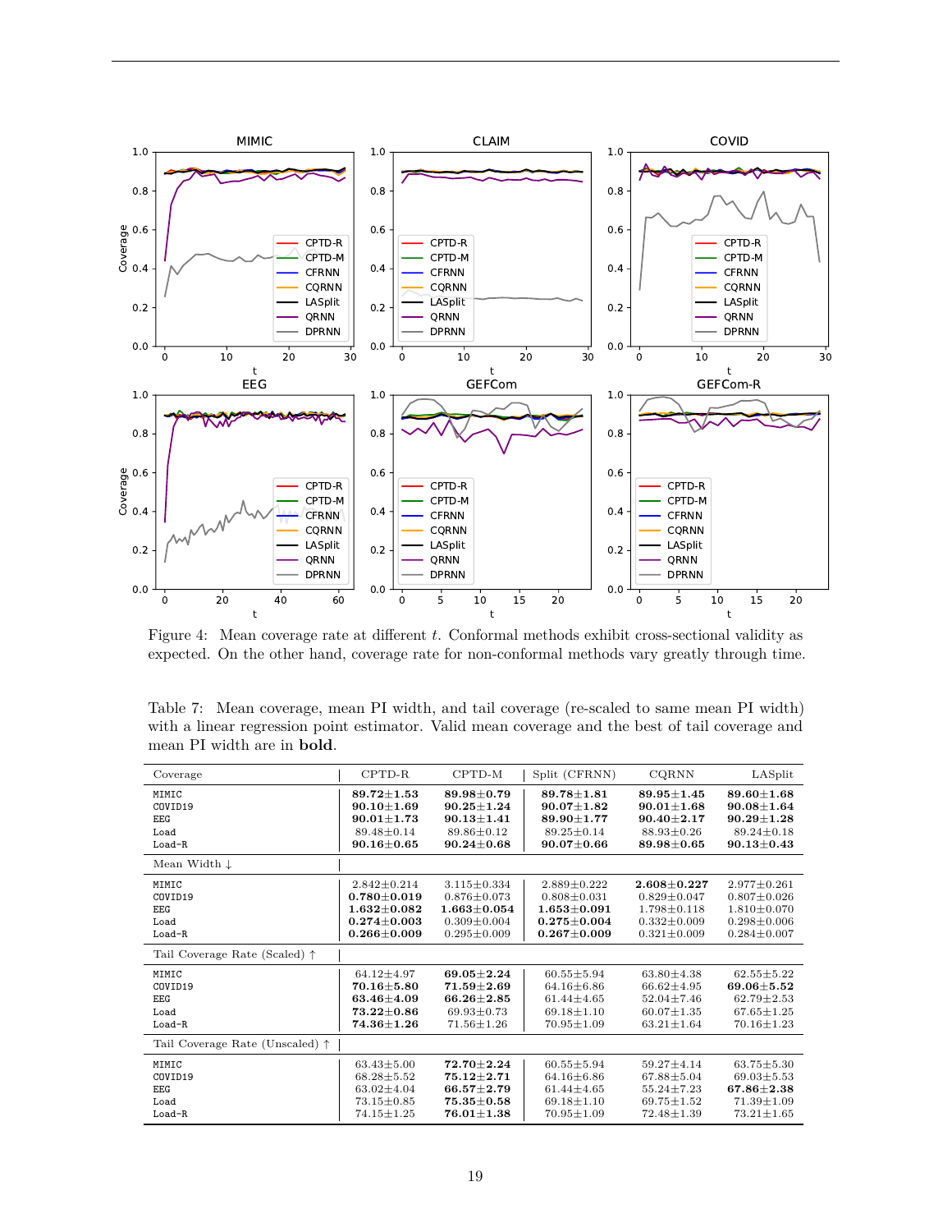MIMIC

1.0
0.8
0.6
0.4
0.2
0.0

Coverage

0 10 20 30

t

CPTD-R
CPTD-M
CFRNN
CQRNN
LASplit
QRNN
DPRNN

CLAIM

0 10 20 30

t

CPTD-R
CPTD-M
CFRNN
CQRNN
LASplit
QRNN
DPRNN

COVID

0 10 20 30

t

CPTD-R
CPTD-M
CFRNN
CQRNN
LASplit
QRNN
DPRNN

EEG

0 20 40 60

t

CPTD-R
CPTD-M
CFRNN
CQRNN
LASplit
QRNN
DPRNN

GEFCom

0 5 10 15 20

t

CPTD-R
CPTD-M
CFRNN
CQRNN
LASplit
QRNN
DPRNN

GEFCom-R

0 5 10 15 20

t

CPTD-R
CPTD-M
CFRNN
CQRNN
LASplit
QRNN
DPRNN

Figure 4: Mean coverage rate at different $t$. Conformal methods exhibit cross-sectional validity as expected. On the other hand, coverage rate for non-conformal methods vary greatly through time.

Table 7: Mean coverage, mean PI width, and tail coverage (re-scaled to same mean PI width) with a linear regression point estimator. Valid mean coverage and the best of tail coverage and mean PI width are in **bold**.

| Coverage | CPTD-R | CPTD-M | Split (CFRNN) | CQRNN | LASplit |
|---|---|---|---|---|---|
| MIMIC | **89.72±1.53** | **89.98±0.79** | **89.78±1.81** | **89.95±1.45** | **89.60±1.68** |
| COVID19 | **90.10±1.69** | **90.25±1.24** | **90.07±1.82** | **90.01±1.68** | **90.08±1.64** |
| EEG | **90.01±1.73** | **90.13±1.41** | **89.90±1.77** | **90.40±2.17** | **90.29±1.28** |
| Load | 89.48±0.14 | 89.86±0.12 | 89.25±0.14 | 88.93±0.26 | 89.24±0.18 |
| Load-R | **90.16±0.65** | **90.24±0.68** | **90.07±0.66** | **89.98±0.65** | **90.13±0.43** |
| Mean Width ↓ | | | | | |
| MIMIC | 2.842±0.214 | 3.115±0.334 | 2.889±0.222 | **2.608±0.227** | 2.977±0.261 |
| COVID19 | **0.780±0.019** | 0.876±0.073 | 0.808±0.031 | 0.829±0.047 | 0.807±0.026 |
| EEG | **1.632±0.082** | **1.663±0.054** | **1.653±0.091** | 1.798±0.118 | 1.810±0.070 |
| Load | **0.274±0.003** | 0.309±0.004 | **0.275±0.004** | 0.332±0.009 | 0.298±0.006 |
| Load-R | **0.266±0.009** | 0.295±0.009 | **0.267±0.009** | 0.321±0.009 | 0.284±0.007 |
| Tail Coverage Rate (Scaled) ↑ | | | | | |
| MIMIC | 64.12±4.97 | **69.05±2.24** | 60.55±5.94 | 63.80±4.38 | 62.55±5.22 |
| COVID19 | **70.16±5.80** | **71.59±2.69** | 64.16±6.86 | 66.62±4.95 | **69.06±5.52** |
| EEG | **63.46±4.09** | **66.26±2.85** | 61.44±4.65 | 52.04±7.46 | 62.79±2.53 |
| Load | **73.22±0.86** | 69.93±0.73 | 69.18±1.10 | 60.07±1.35 | 67.65±1.25 |
| Load-R | **74.36±1.26** | 71.56±1.26 | 70.95±1.09 | 63.21±1.64 | 70.16±1.23 |
| Tail Coverage Rate (Unscaled) ↑ | | | | | |
| MIMIC | 63.43±5.00 | **72.70±2.24** | 60.55±5.94 | 59.27±4.14 | 63.75±5.30 |
| COVID19 | 68.28±5.52 | **75.12±2.71** | 64.16±6.86 | 67.88±5.04 | 69.03±5.53 |
| EEG | 63.02±4.04 | **66.57±2.79** | 61.44±4.65 | 55.24±7.23 | **67.86±2.38** |
| Load | 73.15±0.85 | **75.35±0.58** | 69.18±1.10 | 69.75±1.52 | 71.39±1.09 |
| Load-R | 74.15±1.25 | **76.01±1.38** | 70.95±1.09 | 72.48±1.39 | 73.21±1.65 |